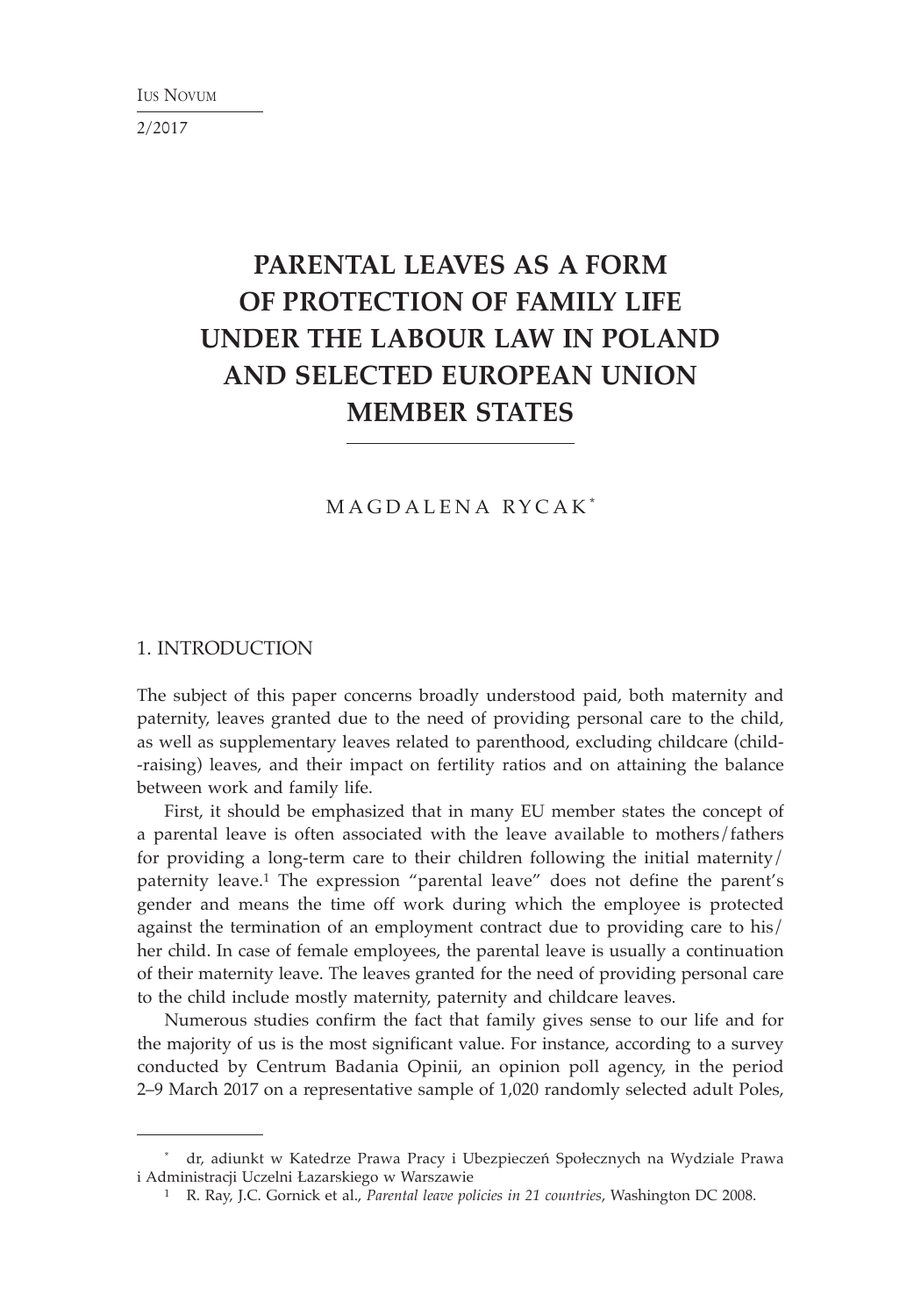# PARENTAL LEAVES AS A FORM OF PROTECTION OF FAMILY LIFE UNDER THE LABOUR LAW IN POLAND AND SELECTED EUROPEAN UNION MEMBER STATES

MAGDALENA RYCAK[*]

## 1. INTRODUCTION

The subject of this paper concerns broadly understood paid, both maternity and paternity, leaves granted due to the need of providing personal care to the child, as well as supplementary leaves related to parenthood, excluding childcare (child-raising) leaves, and their impact on fertility ratios and on attaining the balance between work and family life.

First, it should be emphasized that in many EU member states the concept of a parental leave is often associated with the leave available to mothers/fathers for providing a long-term care to their children following the initial maternity/paternity leave.[1] The expression "parental leave" does not define the parent's gender and means the time off work during which the employee is protected against the termination of an employment contract due to providing care to his/her child. In case of female employees, the parental leave is usually a continuation of their maternity leave. The leaves granted for the need of providing personal care to the child include mostly maternity, paternity and childcare leaves.

Numerous studies confirm the fact that family gives sense to our life and for the majority of us is the most significant value. For instance, according to a survey conducted by Centrum Badania Opinii, an opinion poll agency, in the period 2–9 March 2017 on a representative sample of 1,020 randomly selected adult Poles,

---

[*] dr, adiunkt w Katedrze Prawa Pracy i Ubezpieczeń Społecznych na Wydziale Prawa i Administracji Uczelni Łazarskiego w Warszawie

[1] R. Ray, J.C. Gornick et al., *Parental leave policies in 21 countries*, Washington DC 2008.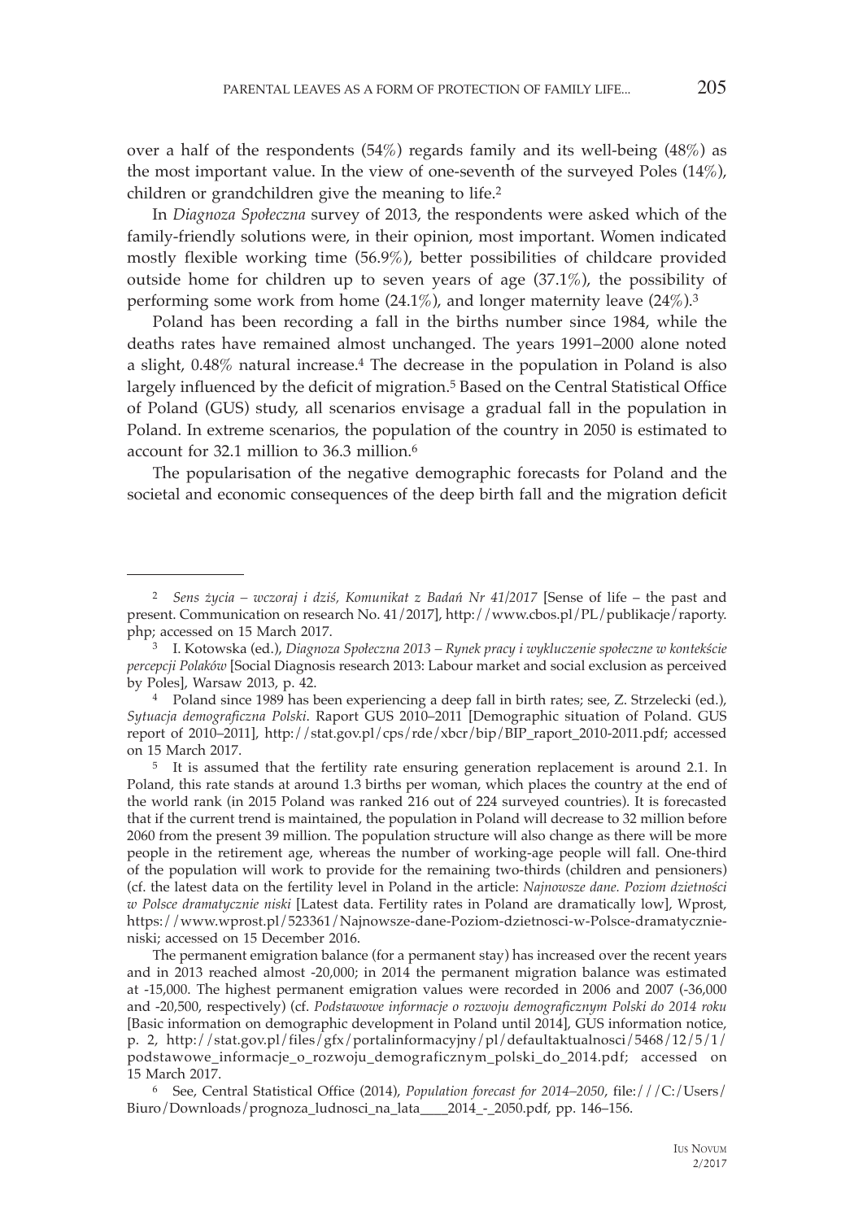over a half of the respondents (54%) regards family and its well-being (48%) as the most important value. In the view of one-seventh of the surveyed Poles (14%), children or grandchildren give the meaning to life.[2]

In *Diagnoza Społeczna* survey of 2013, the respondents were asked which of the family-friendly solutions were, in their opinion, most important. Women indicated mostly flexible working time (56.9%), better possibilities of childcare provided outside home for children up to seven years of age (37.1%), the possibility of performing some work from home (24.1%), and longer maternity leave (24%).[3]

Poland has been recording a fall in the births number since 1984, while the deaths rates have remained almost unchanged. The years 1991–2000 alone noted a slight, 0.48% natural increase.[4] The decrease in the population in Poland is also largely influenced by the deficit of migration.[5] Based on the Central Statistical Office of Poland (GUS) study, all scenarios envisage a gradual fall in the population in Poland. In extreme scenarios, the population of the country in 2050 is estimated to account for 32.1 million to 36.3 million.[6]

The popularisation of the negative demographic forecasts for Poland and the societal and economic consequences of the deep birth fall and the migration deficit

---

[2] *Sens życia – wczoraj i dziś, Komunikat z Badań Nr 41/2017* [Sense of life – the past and present. Communication on research No. 41/2017], http://www.cbos.pl/PL/publikacje/raporty.php; accessed on 15 March 2017.

[3] I. Kotowska (ed.), *Diagnoza Społeczna 2013 – Rynek pracy i wykluczenie społeczne w kontekście percepcji Polaków* [Social Diagnosis research 2013: Labour market and social exclusion as perceived by Poles], Warsaw 2013, p. 42.

[4] Poland since 1989 has been experiencing a deep fall in birth rates; see, Z. Strzelecki (ed.), *Sytuacja demograficzna Polski*. Raport GUS 2010–2011 [Demographic situation of Poland. GUS report of 2010–2011], http://stat.gov.pl/cps/rde/xbcr/bip/BIP_raport_2010-2011.pdf; accessed on 15 March 2017.

[5] It is assumed that the fertility rate ensuring generation replacement is around 2.1. In Poland, this rate stands at around 1.3 births per woman, which places the country at the end of the world rank (in 2015 Poland was ranked 216 out of 224 surveyed countries). It is forecasted that if the current trend is maintained, the population in Poland will decrease to 32 million before 2060 from the present 39 million. The population structure will also change as there will be more people in the retirement age, whereas the number of working-age people will fall. One-third of the population will work to provide for the remaining two-thirds (children and pensioners) (cf. the latest data on the fertility level in Poland in the article: *Najnowsze dane. Poziom dzietności w Polsce dramatycznie niski* [Latest data. Fertility rates in Poland are dramatically low], Wprost, https://www.wprost.pl/523361/Najnowsze-dane-Poziom-dzietnosci-w-Polsce-dramatycznie-niski; accessed on 15 December 2016.

The permanent emigration balance (for a permanent stay) has increased over the recent years and in 2013 reached almost -20,000; in 2014 the permanent migration balance was estimated at -15,000. The highest permanent emigration values were recorded in 2006 and 2007 (-36,000 and -20,500, respectively) (cf. *Podstawowe informacje o rozwoju demograficznym Polski do 2014 roku* [Basic information on demographic development in Poland until 2014], GUS information notice, p. 2, http://stat.gov.pl/files/gfx/portalinformacyjny/pl/defaultaktualnosci/5468/12/5/1/podstawowe_informacje_o_rozwoju_demograficznym_polski_do_2014.pdf; accessed on 15 March 2017.

[6] See, Central Statistical Office (2014), *Population forecast for 2014–2050*, file:///C:/Users/Biuro/Downloads/prognoza_ludnosci_na_lata____2014_-_2050.pdf, pp. 146–156.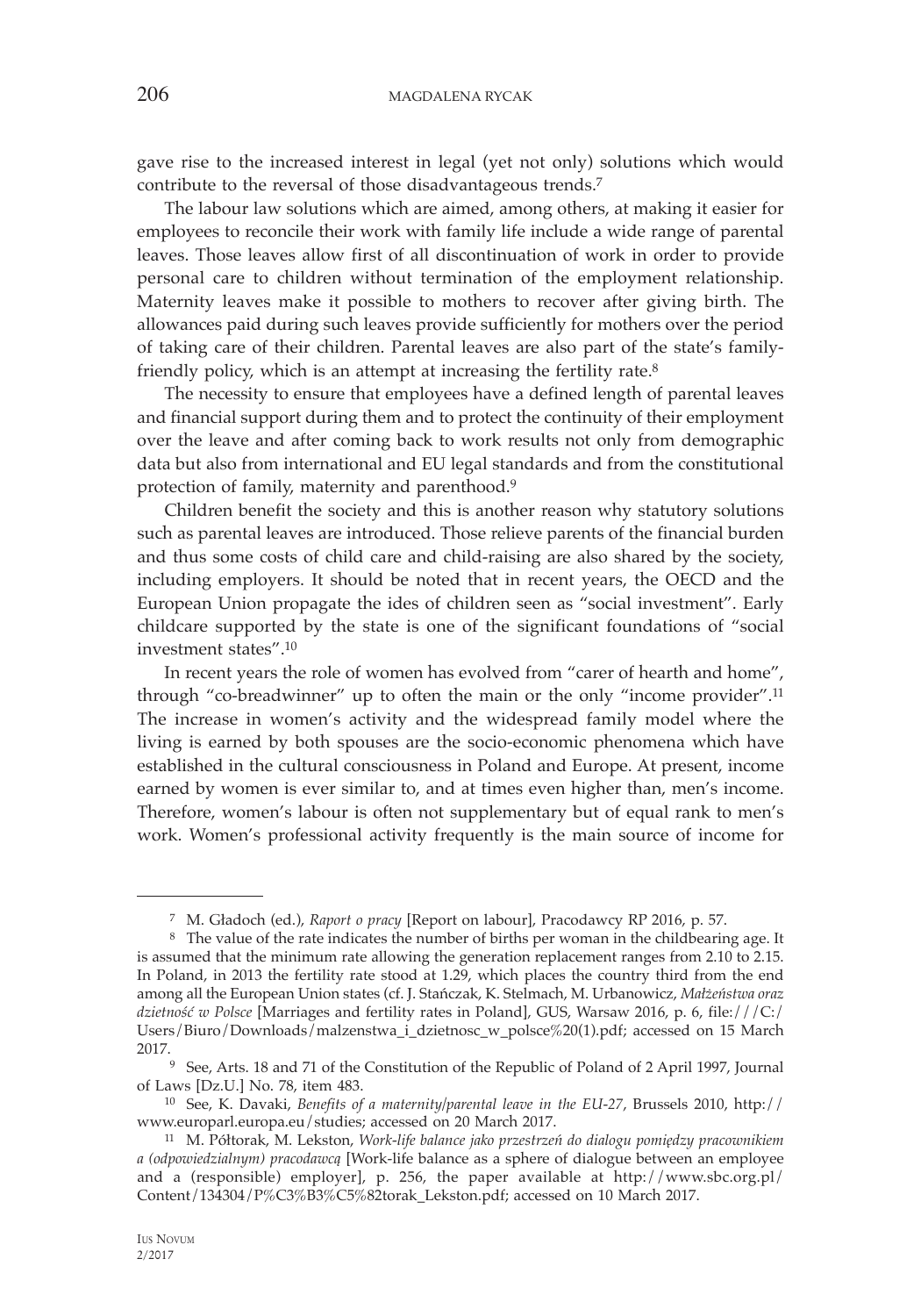gave rise to the increased interest in legal (yet not only) solutions which would contribute to the reversal of those disadvantageous trends.[7]

The labour law solutions which are aimed, among others, at making it easier for employees to reconcile their work with family life include a wide range of parental leaves. Those leaves allow first of all discontinuation of work in order to provide personal care to children without termination of the employment relationship. Maternity leaves make it possible to mothers to recover after giving birth. The allowances paid during such leaves provide sufficiently for mothers over the period of taking care of their children. Parental leaves are also part of the state's family-friendly policy, which is an attempt at increasing the fertility rate.[8]

The necessity to ensure that employees have a defined length of parental leaves and financial support during them and to protect the continuity of their employment over the leave and after coming back to work results not only from demographic data but also from international and EU legal standards and from the constitutional protection of family, maternity and parenthood.[9]

Children benefit the society and this is another reason why statutory solutions such as parental leaves are introduced. Those relieve parents of the financial burden and thus some costs of child care and child-raising are also shared by the society, including employers. It should be noted that in recent years, the OECD and the European Union propagate the ides of children seen as "social investment". Early childcare supported by the state is one of the significant foundations of "social investment states".[10]

In recent years the role of women has evolved from "carer of hearth and home", through "co-breadwinner" up to often the main or the only "income provider".[11] The increase in women's activity and the widespread family model where the living is earned by both spouses are the socio-economic phenomena which have established in the cultural consciousness in Poland and Europe. At present, income earned by women is ever similar to, and at times even higher than, men's income. Therefore, women's labour is often not supplementary but of equal rank to men's work. Women's professional activity frequently is the main source of income for

---

[7] M. Gładoch (ed.), *Raport o pracy* [Report on labour], Pracodawcy RP 2016, p. 57.

[8] The value of the rate indicates the number of births per woman in the childbearing age. It is assumed that the minimum rate allowing the generation replacement ranges from 2.10 to 2.15. In Poland, in 2013 the fertility rate stood at 1.29, which places the country third from the end among all the European Union states (cf. J. Stańczak, K. Stelmach, M. Urbanowicz, *Małżeństwa oraz dzietność w Polsce* [Marriages and fertility rates in Poland], GUS, Warsaw 2016, p. 6, file:///C:/Users/Biuro/Downloads/malzenstwa_i_dzietnosc_w_polsce%20(1).pdf; accessed on 15 March 2017.

[9] See, Arts. 18 and 71 of the Constitution of the Republic of Poland of 2 April 1997, Journal of Laws [Dz.U.] No. 78, item 483.

[10] See, K. Davaki, *Benefits of a maternity/parental leave in the EU-27*, Brussels 2010, http://www.europarl.europa.eu/studies; accessed on 20 March 2017.

[11] M. Półtorak, M. Lekston, *Work-life balance jako przestrzeń do dialogu pomiędzy pracownikiem a (odpowiedzialnym) pracodawcą* [Work-life balance as a sphere of dialogue between an employee and a (responsible) employer], p. 256, the paper available at http://www.sbc.org.pl/Content/134304/P%C3%B3%C5%82torak_Lekston.pdf; accessed on 10 March 2017.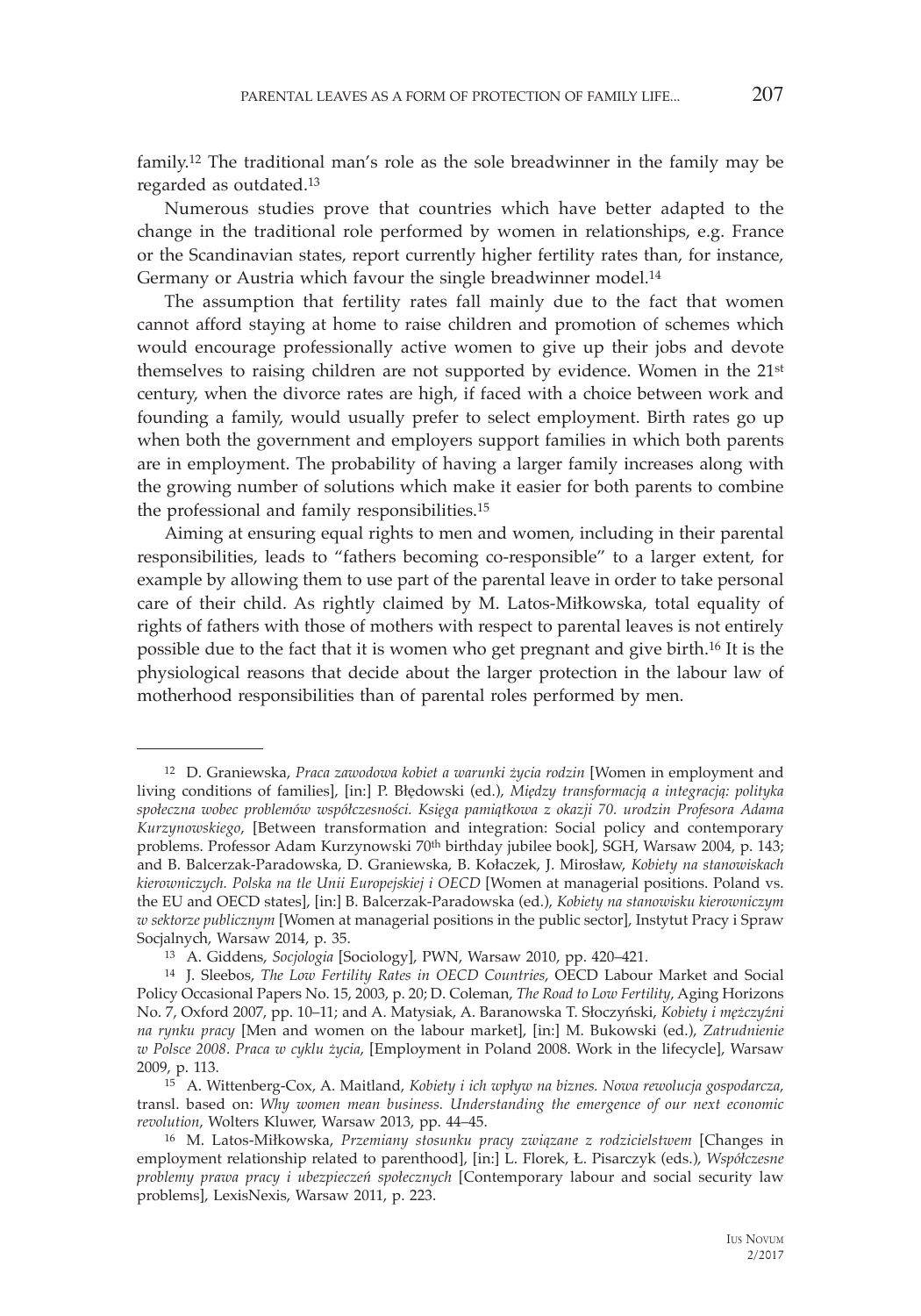family.[12] The traditional man's role as the sole breadwinner in the family may be regarded as outdated.[13]

Numerous studies prove that countries which have better adapted to the change in the traditional role performed by women in relationships, e.g. France or the Scandinavian states, report currently higher fertility rates than, for instance, Germany or Austria which favour the single breadwinner model.[14]

The assumption that fertility rates fall mainly due to the fact that women cannot afford staying at home to raise children and promotion of schemes which would encourage professionally active women to give up their jobs and devote themselves to raising children are not supported by evidence. Women in the 21st century, when the divorce rates are high, if faced with a choice between work and founding a family, would usually prefer to select employment. Birth rates go up when both the government and employers support families in which both parents are in employment. The probability of having a larger family increases along with the growing number of solutions which make it easier for both parents to combine the professional and family responsibilities.[15]

Aiming at ensuring equal rights to men and women, including in their parental responsibilities, leads to "fathers becoming co-responsible" to a larger extent, for example by allowing them to use part of the parental leave in order to take personal care of their child. As rightly claimed by M. Latos-Miłkowska, total equality of rights of fathers with those of mothers with respect to parental leaves is not entirely possible due to the fact that it is women who get pregnant and give birth.[16] It is the physiological reasons that decide about the larger protection in the labour law of motherhood responsibilities than of parental roles performed by men.

---

[12] D. Graniewska, *Praca zawodowa kobiet a warunki życia rodzin* [Women in employment and living conditions of families], [in:] P. Błędowski (ed.), *Między transformacją a integracją: polityka społeczna wobec problemów współczesności. Księga pamiątkowa z okazji 70. urodzin Profesora Adama Kurzynowskiego*, [Between transformation and integration: Social policy and contemporary problems. Professor Adam Kurzynowski 70th birthday jubilee book], SGH, Warsaw 2004, p. 143; and B. Balcerzak-Paradowska, D. Graniewska, B. Kołaczek, J. Mirosław, *Kobiety na stanowiskach kierowniczych. Polska na tle Unii Europejskiej i OECD* [Women at managerial positions. Poland vs. the EU and OECD states], [in:] B. Balcerzak-Paradowska (ed.), *Kobiety na stanowisku kierowniczym w sektorze publicznym* [Women at managerial positions in the public sector], Instytut Pracy i Spraw Socjalnych, Warsaw 2014, p. 35.

[13] A. Giddens, *Socjologia* [Sociology], PWN, Warsaw 2010, pp. 420–421.

[14] J. Sleebos, *The Low Fertility Rates in OECD Countries*, OECD Labour Market and Social Policy Occasional Papers No. 15, 2003, p. 20; D. Coleman, *The Road to Low Fertility*, Aging Horizons No. 7, Oxford 2007, pp. 10–11; and A. Matysiak, A. Baranowska T. Słoczyński, *Kobiety i mężczyźni na rynku pracy* [Men and women on the labour market], [in:] M. Bukowski (ed.), *Zatrudnienie w Polsce 2008. Praca w cyklu życia*, [Employment in Poland 2008. Work in the lifecycle], Warsaw 2009, p. 113.

[15] A. Wittenberg-Cox, A. Maitland, *Kobiety i ich wpływ na biznes. Nowa rewolucja gospodarcza*, transl. based on: *Why women mean business. Understanding the emergence of our next economic revolution*, Wolters Kluwer, Warsaw 2013, pp. 44–45.

[16] M. Latos-Miłkowska, *Przemiany stosunku pracy związane z rodzicielstwem* [Changes in employment relationship related to parenthood], [in:] L. Florek, Ł. Pisarczyk (eds.), *Współczesne problemy prawa pracy i ubezpieczeń społecznych* [Contemporary labour and social security law problems], LexisNexis, Warsaw 2011, p. 223.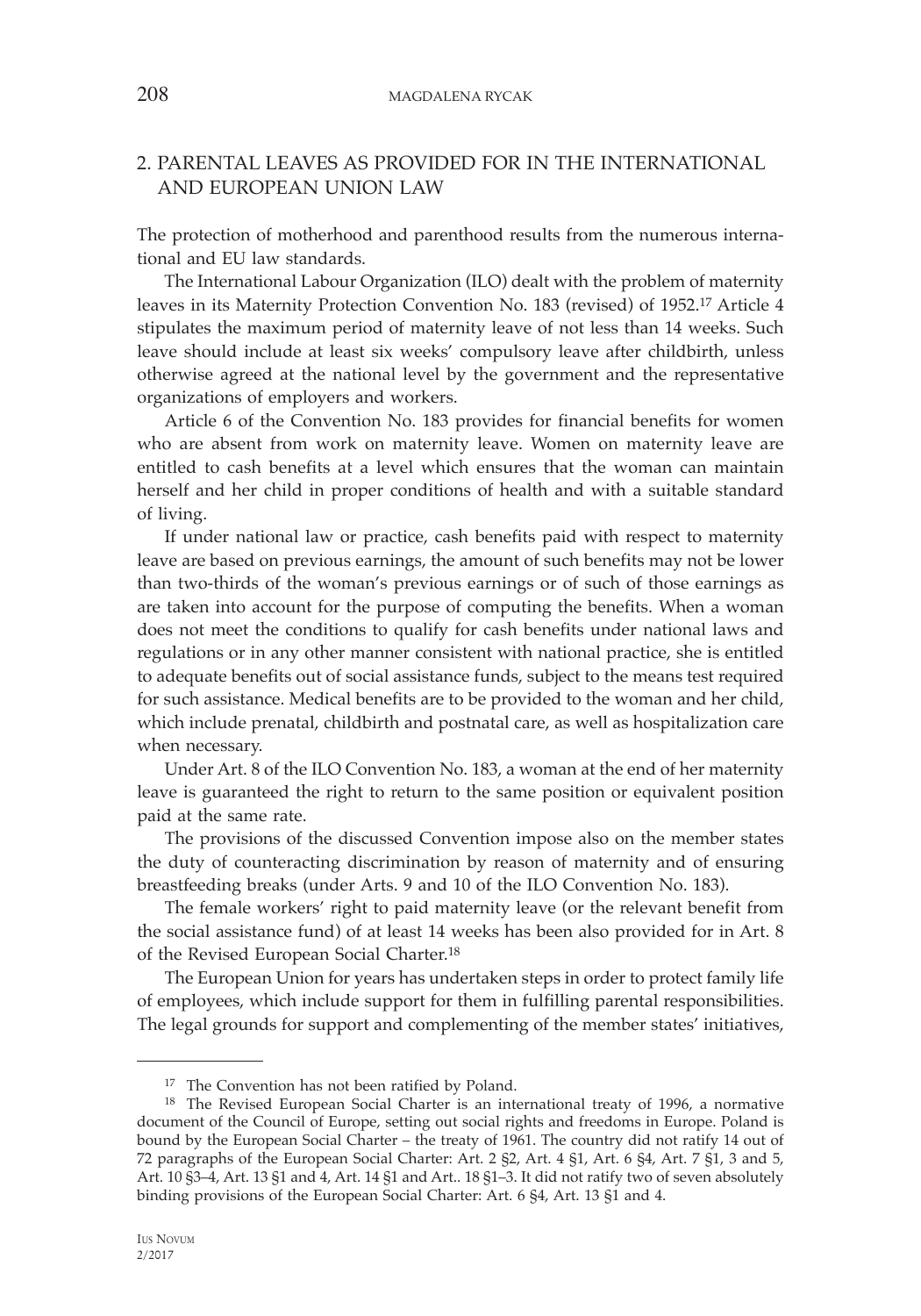## 2. PARENTAL LEAVES AS PROVIDED FOR IN THE INTERNATIONAL AND EUROPEAN UNION LAW

The protection of motherhood and parenthood results from the numerous international and EU law standards.

The International Labour Organization (ILO) dealt with the problem of maternity leaves in its Maternity Protection Convention No. 183 (revised) of 1952.[17] Article 4 stipulates the maximum period of maternity leave of not less than 14 weeks. Such leave should include at least six weeks' compulsory leave after childbirth, unless otherwise agreed at the national level by the government and the representative organizations of employers and workers.

Article 6 of the Convention No. 183 provides for financial benefits for women who are absent from work on maternity leave. Women on maternity leave are entitled to cash benefits at a level which ensures that the woman can maintain herself and her child in proper conditions of health and with a suitable standard of living.

If under national law or practice, cash benefits paid with respect to maternity leave are based on previous earnings, the amount of such benefits may not be lower than two-thirds of the woman's previous earnings or of such of those earnings as are taken into account for the purpose of computing the benefits. When a woman does not meet the conditions to qualify for cash benefits under national laws and regulations or in any other manner consistent with national practice, she is entitled to adequate benefits out of social assistance funds, subject to the means test required for such assistance. Medical benefits are to be provided to the woman and her child, which include prenatal, childbirth and postnatal care, as well as hospitalization care when necessary.

Under Art. 8 of the ILO Convention No. 183, a woman at the end of her maternity leave is guaranteed the right to return to the same position or equivalent position paid at the same rate.

The provisions of the discussed Convention impose also on the member states the duty of counteracting discrimination by reason of maternity and of ensuring breastfeeding breaks (under Arts. 9 and 10 of the ILO Convention No. 183).

The female workers' right to paid maternity leave (or the relevant benefit from the social assistance fund) of at least 14 weeks has been also provided for in Art. 8 of the Revised European Social Charter.[18]

The European Union for years has undertaken steps in order to protect family life of employees, which include support for them in fulfilling parental responsibilities. The legal grounds for support and complementing of the member states' initiatives,

---

[17] The Convention has not been ratified by Poland.

[18] The Revised European Social Charter is an international treaty of 1996, a normative document of the Council of Europe, setting out social rights and freedoms in Europe. Poland is bound by the European Social Charter – the treaty of 1961. The country did not ratify 14 out of 72 paragraphs of the European Social Charter: Art. 2 §2, Art. 4 §1, Art. 6 §4, Art. 7 §1, 3 and 5, Art. 10 §3–4, Art. 13 §1 and 4, Art. 14 §1 and Art.. 18 §1–3. It did not ratify two of seven absolutely binding provisions of the European Social Charter: Art. 6 §4, Art. 13 §1 and 4.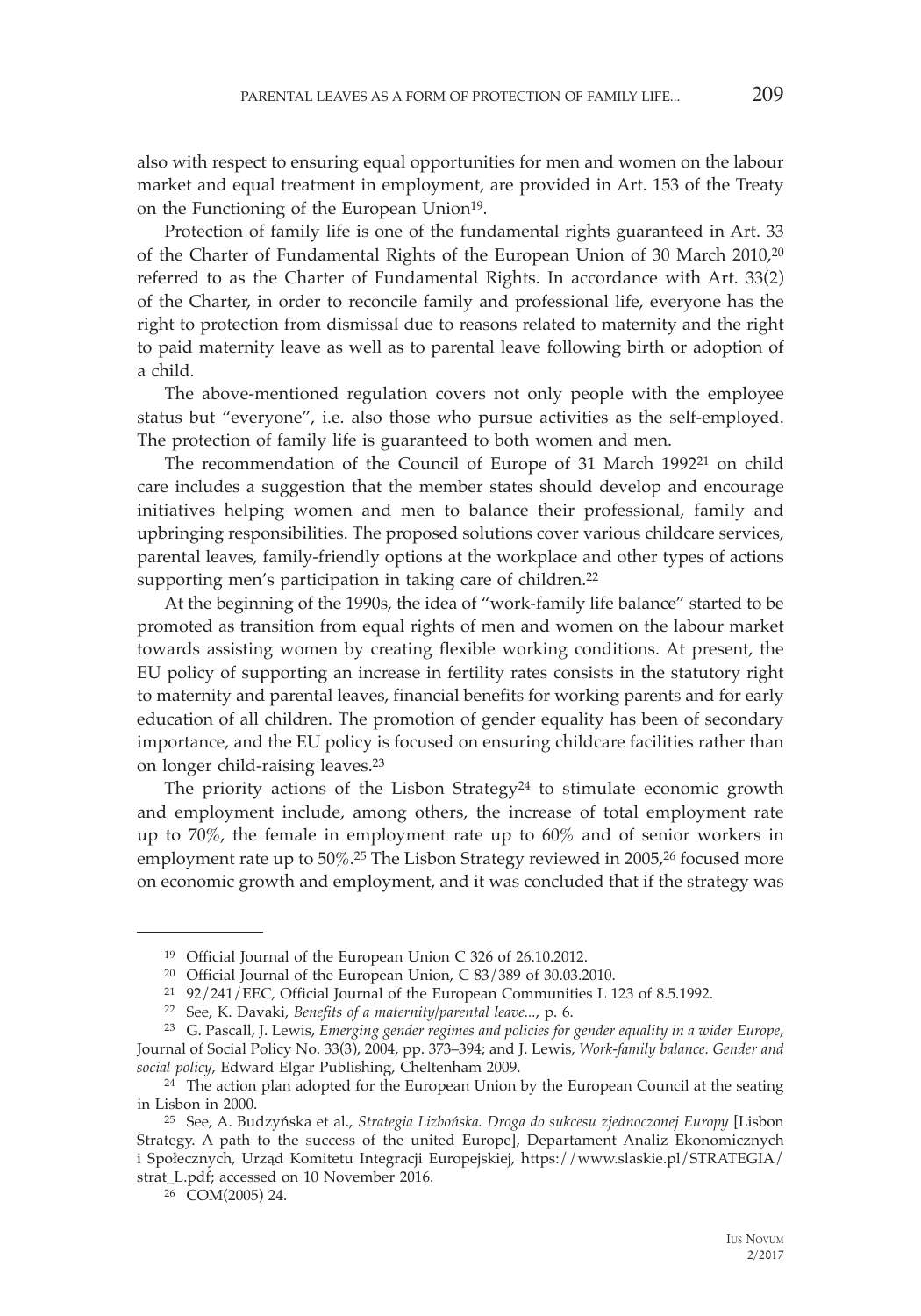also with respect to ensuring equal opportunities for men and women on the labour market and equal treatment in employment, are provided in Art. 153 of the Treaty on the Functioning of the European Union[19].

Protection of family life is one of the fundamental rights guaranteed in Art. 33 of the Charter of Fundamental Rights of the European Union of 30 March 2010,[20] referred to as the Charter of Fundamental Rights. In accordance with Art. 33(2) of the Charter, in order to reconcile family and professional life, everyone has the right to protection from dismissal due to reasons related to maternity and the right to paid maternity leave as well as to parental leave following birth or adoption of a child.

The above-mentioned regulation covers not only people with the employee status but "everyone", i.e. also those who pursue activities as the self-employed. The protection of family life is guaranteed to both women and men.

The recommendation of the Council of Europe of 31 March 1992[21] on child care includes a suggestion that the member states should develop and encourage initiatives helping women and men to balance their professional, family and upbringing responsibilities. The proposed solutions cover various childcare services, parental leaves, family-friendly options at the workplace and other types of actions supporting men's participation in taking care of children.[22]

At the beginning of the 1990s, the idea of "work-family life balance" started to be promoted as transition from equal rights of men and women on the labour market towards assisting women by creating flexible working conditions. At present, the EU policy of supporting an increase in fertility rates consists in the statutory right to maternity and parental leaves, financial benefits for working parents and for early education of all children. The promotion of gender equality has been of secondary importance, and the EU policy is focused on ensuring childcare facilities rather than on longer child-raising leaves.[23]

The priority actions of the Lisbon Strategy[24] to stimulate economic growth and employment include, among others, the increase of total employment rate up to 70%, the female in employment rate up to 60% and of senior workers in employment rate up to 50%.[25] The Lisbon Strategy reviewed in 2005,[26] focused more on economic growth and employment, and it was concluded that if the strategy was

---

[19] Official Journal of the European Union C 326 of 26.10.2012.

[20] Official Journal of the European Union, C 83/389 of 30.03.2010.

[21] 92/241/EEC, Official Journal of the European Communities L 123 of 8.5.1992.

[22] See, K. Davaki, *Benefits of a maternity/parental leave...*, p. 6.

[23] G. Pascall, J. Lewis, *Emerging gender regimes and policies for gender equality in a wider Europe*, Journal of Social Policy No. 33(3), 2004, pp. 373–394; and J. Lewis, *Work-family balance. Gender and social policy*, Edward Elgar Publishing, Cheltenham 2009.

[24] The action plan adopted for the European Union by the European Council at the seating in Lisbon in 2000.

[25] See, A. Budzyńska et al., *Strategia Lizbońska. Droga do sukcesu zjednoczonej Europy* [Lisbon Strategy. A path to the success of the united Europe], Departament Analiz Ekonomicznych i Społecznych, Urząd Komitetu Integracji Europejskiej, https://www.slaskie.pl/STRATEGIA/strat_L.pdf; accessed on 10 November 2016.

[26] COM(2005) 24.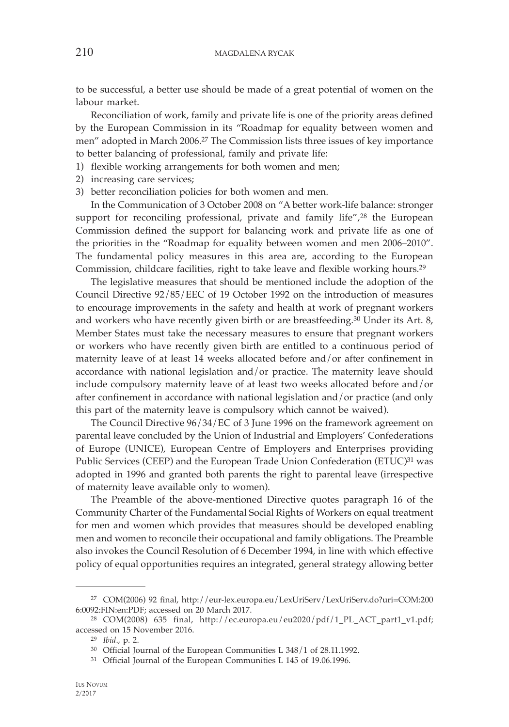to be successful, a better use should be made of a great potential of women on the labour market.

Reconciliation of work, family and private life is one of the priority areas defined by the European Commission in its "Roadmap for equality between women and men" adopted in March 2006.[27] The Commission lists three issues of key importance to better balancing of professional, family and private life:

1) flexible working arrangements for both women and men;
2) increasing care services;
3) better reconciliation policies for both women and men.

In the Communication of 3 October 2008 on "A better work-life balance: stronger support for reconciling professional, private and family life",[28] the European Commission defined the support for balancing work and private life as one of the priorities in the "Roadmap for equality between women and men 2006–2010". The fundamental policy measures in this area are, according to the European Commission, childcare facilities, right to take leave and flexible working hours.[29]

The legislative measures that should be mentioned include the adoption of the Council Directive 92/85/EEC of 19 October 1992 on the introduction of measures to encourage improvements in the safety and health at work of pregnant workers and workers who have recently given birth or are breastfeeding.[30] Under its Art. 8, Member States must take the necessary measures to ensure that pregnant workers or workers who have recently given birth are entitled to a continuous period of maternity leave of at least 14 weeks allocated before and/or after confinement in accordance with national legislation and/or practice. The maternity leave should include compulsory maternity leave of at least two weeks allocated before and/or after confinement in accordance with national legislation and/or practice (and only this part of the maternity leave is compulsory which cannot be waived).

The Council Directive 96/34/EC of 3 June 1996 on the framework agreement on parental leave concluded by the Union of Industrial and Employers' Confederations of Europe (UNICE), European Centre of Employers and Enterprises providing Public Services (CEEP) and the European Trade Union Confederation (ETUC)[31] was adopted in 1996 and granted both parents the right to parental leave (irrespective of maternity leave available only to women).

The Preamble of the above-mentioned Directive quotes paragraph 16 of the Community Charter of the Fundamental Social Rights of Workers on equal treatment for men and women which provides that measures should be developed enabling men and women to reconcile their occupational and family obligations. The Preamble also invokes the Council Resolution of 6 December 1994, in line with which effective policy of equal opportunities requires an integrated, general strategy allowing better

---

[27] COM(2006) 92 final, http://eur-lex.europa.eu/LexUriServ/LexUriServ.do?uri=COM:2006:0092:FIN:en:PDF; accessed on 20 March 2017.

[28] COM(2008) 635 final, http://ec.europa.eu/eu2020/pdf/1_PL_ACT_part1_v1.pdf; accessed on 15 November 2016.

[29] *Ibid*., p. 2.

[30] Official Journal of the European Communities L 348/1 of 28.11.1992.

[31] Official Journal of the European Communities L 145 of 19.06.1996.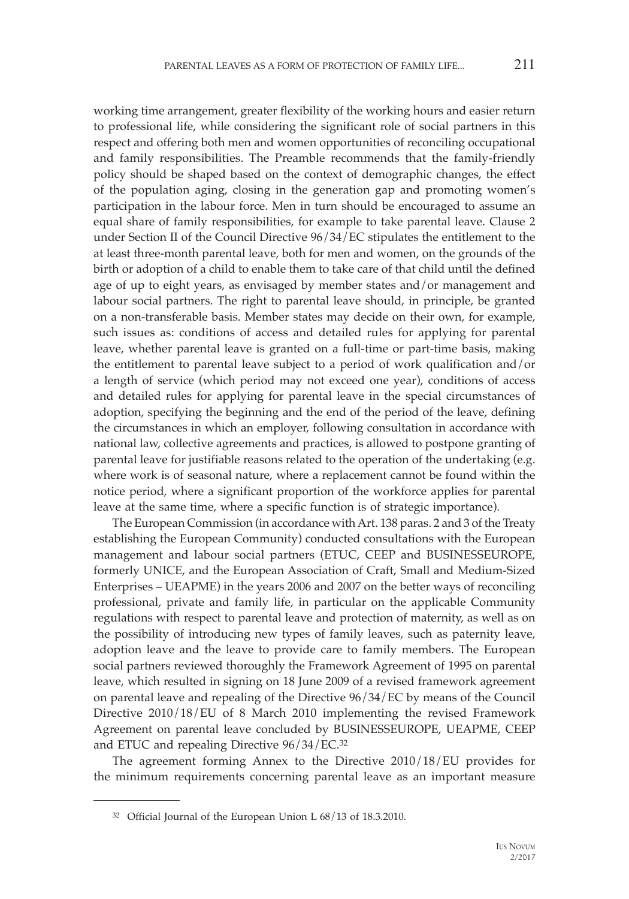working time arrangement, greater flexibility of the working hours and easier return to professional life, while considering the significant role of social partners in this respect and offering both men and women opportunities of reconciling occupational and family responsibilities. The Preamble recommends that the family-friendly policy should be shaped based on the context of demographic changes, the effect of the population aging, closing in the generation gap and promoting women's participation in the labour force. Men in turn should be encouraged to assume an equal share of family responsibilities, for example to take parental leave. Clause 2 under Section II of the Council Directive 96/34/EC stipulates the entitlement to the at least three-month parental leave, both for men and women, on the grounds of the birth or adoption of a child to enable them to take care of that child until the defined age of up to eight years, as envisaged by member states and/or management and labour social partners. The right to parental leave should, in principle, be granted on a non-transferable basis. Member states may decide on their own, for example, such issues as: conditions of access and detailed rules for applying for parental leave, whether parental leave is granted on a full-time or part-time basis, making the entitlement to parental leave subject to a period of work qualification and/or a length of service (which period may not exceed one year), conditions of access and detailed rules for applying for parental leave in the special circumstances of adoption, specifying the beginning and the end of the period of the leave, defining the circumstances in which an employer, following consultation in accordance with national law, collective agreements and practices, is allowed to postpone granting of parental leave for justifiable reasons related to the operation of the undertaking (e.g. where work is of seasonal nature, where a replacement cannot be found within the notice period, where a significant proportion of the workforce applies for parental leave at the same time, where a specific function is of strategic importance).

The European Commission (in accordance with Art. 138 paras. 2 and 3 of the Treaty establishing the European Community) conducted consultations with the European management and labour social partners (ETUC, CEEP and BUSINESSEUROPE, formerly UNICE, and the European Association of Craft, Small and Medium-Sized Enterprises – UEAPME) in the years 2006 and 2007 on the better ways of reconciling professional, private and family life, in particular on the applicable Community regulations with respect to parental leave and protection of maternity, as well as on the possibility of introducing new types of family leaves, such as paternity leave, adoption leave and the leave to provide care to family members. The European social partners reviewed thoroughly the Framework Agreement of 1995 on parental leave, which resulted in signing on 18 June 2009 of a revised framework agreement on parental leave and repealing of the Directive 96/34/EC by means of the Council Directive 2010/18/EU of 8 March 2010 implementing the revised Framework Agreement on parental leave concluded by BUSINESSEUROPE, UEAPME, CEEP and ETUC and repealing Directive 96/34/EC.[32]

The agreement forming Annex to the Directive 2010/18/EU provides for the minimum requirements concerning parental leave as an important measure

---

[32] Official Journal of the European Union L 68/13 of 18.3.2010.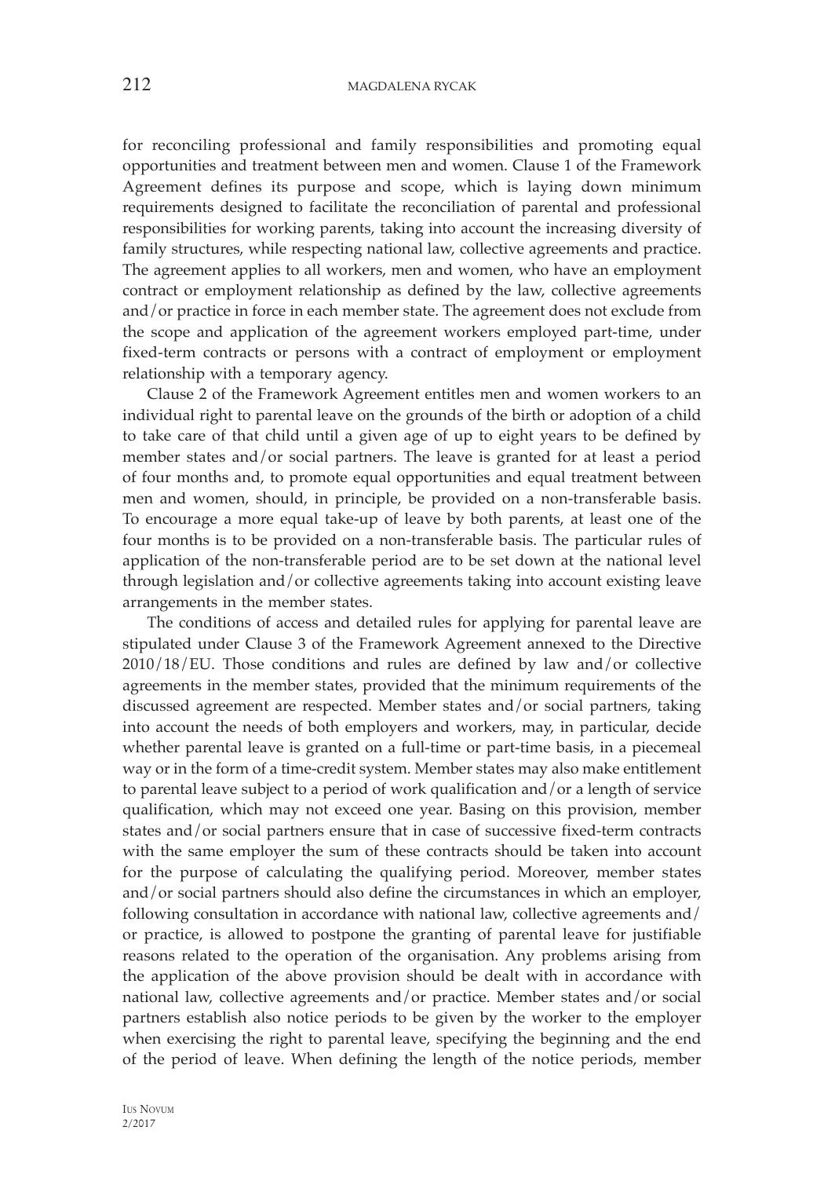for reconciling professional and family responsibilities and promoting equal opportunities and treatment between men and women. Clause 1 of the Framework Agreement defines its purpose and scope, which is laying down minimum requirements designed to facilitate the reconciliation of parental and professional responsibilities for working parents, taking into account the increasing diversity of family structures, while respecting national law, collective agreements and practice. The agreement applies to all workers, men and women, who have an employment contract or employment relationship as defined by the law, collective agreements and/or practice in force in each member state. The agreement does not exclude from the scope and application of the agreement workers employed part-time, under fixed-term contracts or persons with a contract of employment or employment relationship with a temporary agency.

Clause 2 of the Framework Agreement entitles men and women workers to an individual right to parental leave on the grounds of the birth or adoption of a child to take care of that child until a given age of up to eight years to be defined by member states and/or social partners. The leave is granted for at least a period of four months and, to promote equal opportunities and equal treatment between men and women, should, in principle, be provided on a non-transferable basis. To encourage a more equal take-up of leave by both parents, at least one of the four months is to be provided on a non-transferable basis. The particular rules of application of the non-transferable period are to be set down at the national level through legislation and/or collective agreements taking into account existing leave arrangements in the member states.

The conditions of access and detailed rules for applying for parental leave are stipulated under Clause 3 of the Framework Agreement annexed to the Directive 2010/18/EU. Those conditions and rules are defined by law and/or collective agreements in the member states, provided that the minimum requirements of the discussed agreement are respected. Member states and/or social partners, taking into account the needs of both employers and workers, may, in particular, decide whether parental leave is granted on a full-time or part-time basis, in a piecemeal way or in the form of a time-credit system. Member states may also make entitlement to parental leave subject to a period of work qualification and/or a length of service qualification, which may not exceed one year. Basing on this provision, member states and/or social partners ensure that in case of successive fixed-term contracts with the same employer the sum of these contracts should be taken into account for the purpose of calculating the qualifying period. Moreover, member states and/or social partners should also define the circumstances in which an employer, following consultation in accordance with national law, collective agreements and/or practice, is allowed to postpone the granting of parental leave for justifiable reasons related to the operation of the organisation. Any problems arising from the application of the above provision should be dealt with in accordance with national law, collective agreements and/or practice. Member states and/or social partners establish also notice periods to be given by the worker to the employer when exercising the right to parental leave, specifying the beginning and the end of the period of leave. When defining the length of the notice periods, member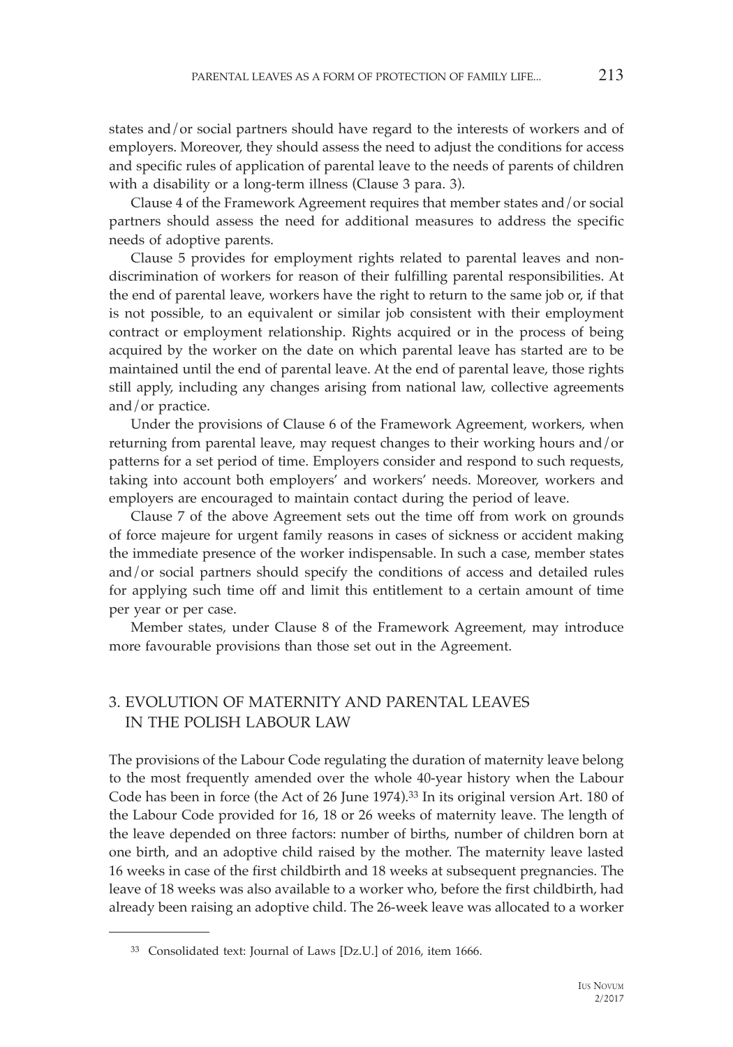states and/or social partners should have regard to the interests of workers and of employers. Moreover, they should assess the need to adjust the conditions for access and specific rules of application of parental leave to the needs of parents of children with a disability or a long-term illness (Clause 3 para. 3).

Clause 4 of the Framework Agreement requires that member states and/or social partners should assess the need for additional measures to address the specific needs of adoptive parents.

Clause 5 provides for employment rights related to parental leaves and non-discrimination of workers for reason of their fulfilling parental responsibilities. At the end of parental leave, workers have the right to return to the same job or, if that is not possible, to an equivalent or similar job consistent with their employment contract or employment relationship. Rights acquired or in the process of being acquired by the worker on the date on which parental leave has started are to be maintained until the end of parental leave. At the end of parental leave, those rights still apply, including any changes arising from national law, collective agreements and/or practice.

Under the provisions of Clause 6 of the Framework Agreement, workers, when returning from parental leave, may request changes to their working hours and/or patterns for a set period of time. Employers consider and respond to such requests, taking into account both employers' and workers' needs. Moreover, workers and employers are encouraged to maintain contact during the period of leave.

Clause 7 of the above Agreement sets out the time off from work on grounds of force majeure for urgent family reasons in cases of sickness or accident making the immediate presence of the worker indispensable. In such a case, member states and/or social partners should specify the conditions of access and detailed rules for applying such time off and limit this entitlement to a certain amount of time per year or per case.

Member states, under Clause 8 of the Framework Agreement, may introduce more favourable provisions than those set out in the Agreement.

## 3. EVOLUTION OF MATERNITY AND PARENTAL LEAVES IN THE POLISH LABOUR LAW

The provisions of the Labour Code regulating the duration of maternity leave belong to the most frequently amended over the whole 40-year history when the Labour Code has been in force (the Act of 26 June 1974).[33] In its original version Art. 180 of the Labour Code provided for 16, 18 or 26 weeks of maternity leave. The length of the leave depended on three factors: number of births, number of children born at one birth, and an adoptive child raised by the mother. The maternity leave lasted 16 weeks in case of the first childbirth and 18 weeks at subsequent pregnancies. The leave of 18 weeks was also available to a worker who, before the first childbirth, had already been raising an adoptive child. The 26-week leave was allocated to a worker

---

[33] Consolidated text: Journal of Laws [Dz.U.] of 2016, item 1666.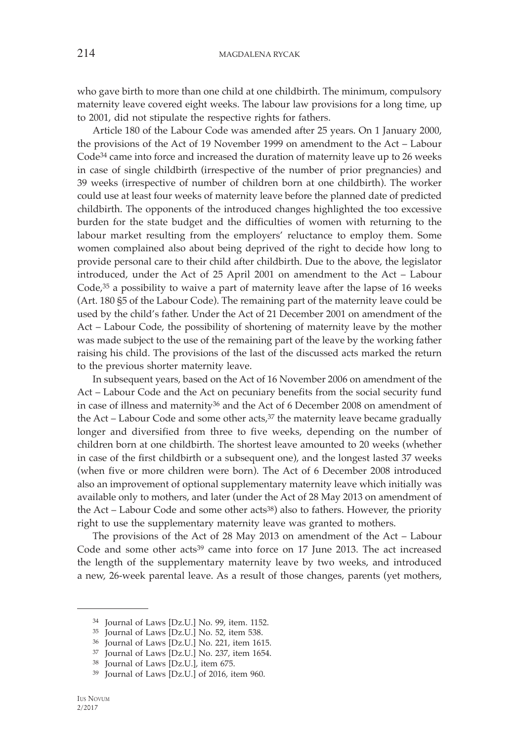who gave birth to more than one child at one childbirth. The minimum, compulsory maternity leave covered eight weeks. The labour law provisions for a long time, up to 2001, did not stipulate the respective rights for fathers.

Article 180 of the Labour Code was amended after 25 years. On 1 January 2000, the provisions of the Act of 19 November 1999 on amendment to the Act – Labour Code[34] came into force and increased the duration of maternity leave up to 26 weeks in case of single childbirth (irrespective of the number of prior pregnancies) and 39 weeks (irrespective of number of children born at one childbirth). The worker could use at least four weeks of maternity leave before the planned date of predicted childbirth. The opponents of the introduced changes highlighted the too excessive burden for the state budget and the difficulties of women with returning to the labour market resulting from the employers' reluctance to employ them. Some women complained also about being deprived of the right to decide how long to provide personal care to their child after childbirth. Due to the above, the legislator introduced, under the Act of 25 April 2001 on amendment to the Act – Labour Code,[35] a possibility to waive a part of maternity leave after the lapse of 16 weeks (Art. 180 §5 of the Labour Code). The remaining part of the maternity leave could be used by the child's father. Under the Act of 21 December 2001 on amendment of the Act – Labour Code, the possibility of shortening of maternity leave by the mother was made subject to the use of the remaining part of the leave by the working father raising his child. The provisions of the last of the discussed acts marked the return to the previous shorter maternity leave.

In subsequent years, based on the Act of 16 November 2006 on amendment of the Act – Labour Code and the Act on pecuniary benefits from the social security fund in case of illness and maternity[36] and the Act of 6 December 2008 on amendment of the Act – Labour Code and some other acts,[37] the maternity leave became gradually longer and diversified from three to five weeks, depending on the number of children born at one childbirth. The shortest leave amounted to 20 weeks (whether in case of the first childbirth or a subsequent one), and the longest lasted 37 weeks (when five or more children were born). The Act of 6 December 2008 introduced also an improvement of optional supplementary maternity leave which initially was available only to mothers, and later (under the Act of 28 May 2013 on amendment of the Act – Labour Code and some other acts[38]) also to fathers. However, the priority right to use the supplementary maternity leave was granted to mothers.

The provisions of the Act of 28 May 2013 on amendment of the Act – Labour Code and some other acts[39] came into force on 17 June 2013. The act increased the length of the supplementary maternity leave by two weeks, and introduced a new, 26-week parental leave. As a result of those changes, parents (yet mothers,

---

[34] Journal of Laws [Dz.U.] No. 99, item. 1152.

[35] Journal of Laws [Dz.U.] No. 52, item 538.

[36] Journal of Laws [Dz.U.] No. 221, item 1615.

[37] Journal of Laws [Dz.U.] No. 237, item 1654.

[38] Journal of Laws [Dz.U.], item 675.

[39] Journal of Laws [Dz.U.] of 2016, item 960.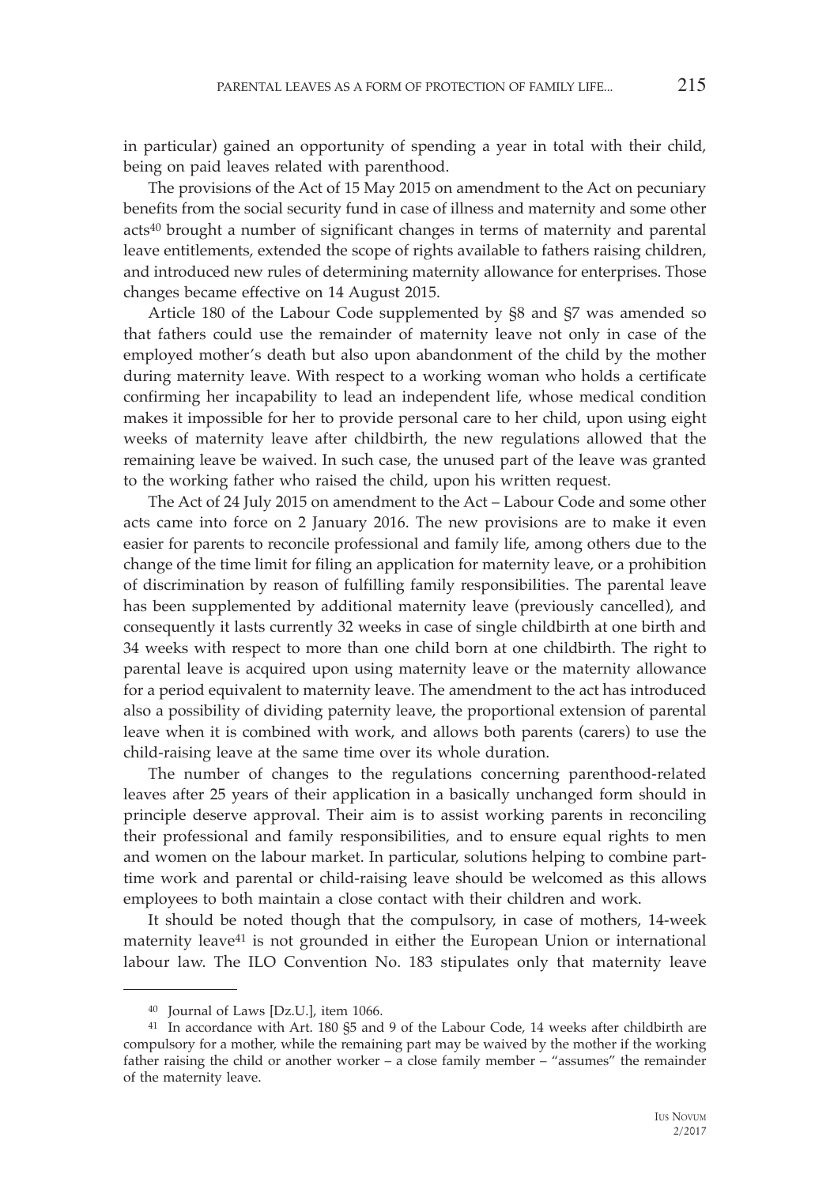in particular) gained an opportunity of spending a year in total with their child, being on paid leaves related with parenthood.

The provisions of the Act of 15 May 2015 on amendment to the Act on pecuniary benefits from the social security fund in case of illness and maternity and some other acts[40] brought a number of significant changes in terms of maternity and parental leave entitlements, extended the scope of rights available to fathers raising children, and introduced new rules of determining maternity allowance for enterprises. Those changes became effective on 14 August 2015.

Article 180 of the Labour Code supplemented by §8 and §7 was amended so that fathers could use the remainder of maternity leave not only in case of the employed mother's death but also upon abandonment of the child by the mother during maternity leave. With respect to a working woman who holds a certificate confirming her incapability to lead an independent life, whose medical condition makes it impossible for her to provide personal care to her child, upon using eight weeks of maternity leave after childbirth, the new regulations allowed that the remaining leave be waived. In such case, the unused part of the leave was granted to the working father who raised the child, upon his written request.

The Act of 24 July 2015 on amendment to the Act – Labour Code and some other acts came into force on 2 January 2016. The new provisions are to make it even easier for parents to reconcile professional and family life, among others due to the change of the time limit for filing an application for maternity leave, or a prohibition of discrimination by reason of fulfilling family responsibilities. The parental leave has been supplemented by additional maternity leave (previously cancelled), and consequently it lasts currently 32 weeks in case of single childbirth at one birth and 34 weeks with respect to more than one child born at one childbirth. The right to parental leave is acquired upon using maternity leave or the maternity allowance for a period equivalent to maternity leave. The amendment to the act has introduced also a possibility of dividing paternity leave, the proportional extension of parental leave when it is combined with work, and allows both parents (carers) to use the child-raising leave at the same time over its whole duration.

The number of changes to the regulations concerning parenthood-related leaves after 25 years of their application in a basically unchanged form should in principle deserve approval. Their aim is to assist working parents in reconciling their professional and family responsibilities, and to ensure equal rights to men and women on the labour market. In particular, solutions helping to combine part-time work and parental or child-raising leave should be welcomed as this allows employees to both maintain a close contact with their children and work.

It should be noted though that the compulsory, in case of mothers, 14-week maternity leave[41] is not grounded in either the European Union or international labour law. The ILO Convention No. 183 stipulates only that maternity leave

---

[40] Journal of Laws [Dz.U.], item 1066.

[41] In accordance with Art. 180 §5 and 9 of the Labour Code, 14 weeks after childbirth are compulsory for a mother, while the remaining part may be waived by the mother if the working father raising the child or another worker – a close family member – "assumes" the remainder of the maternity leave.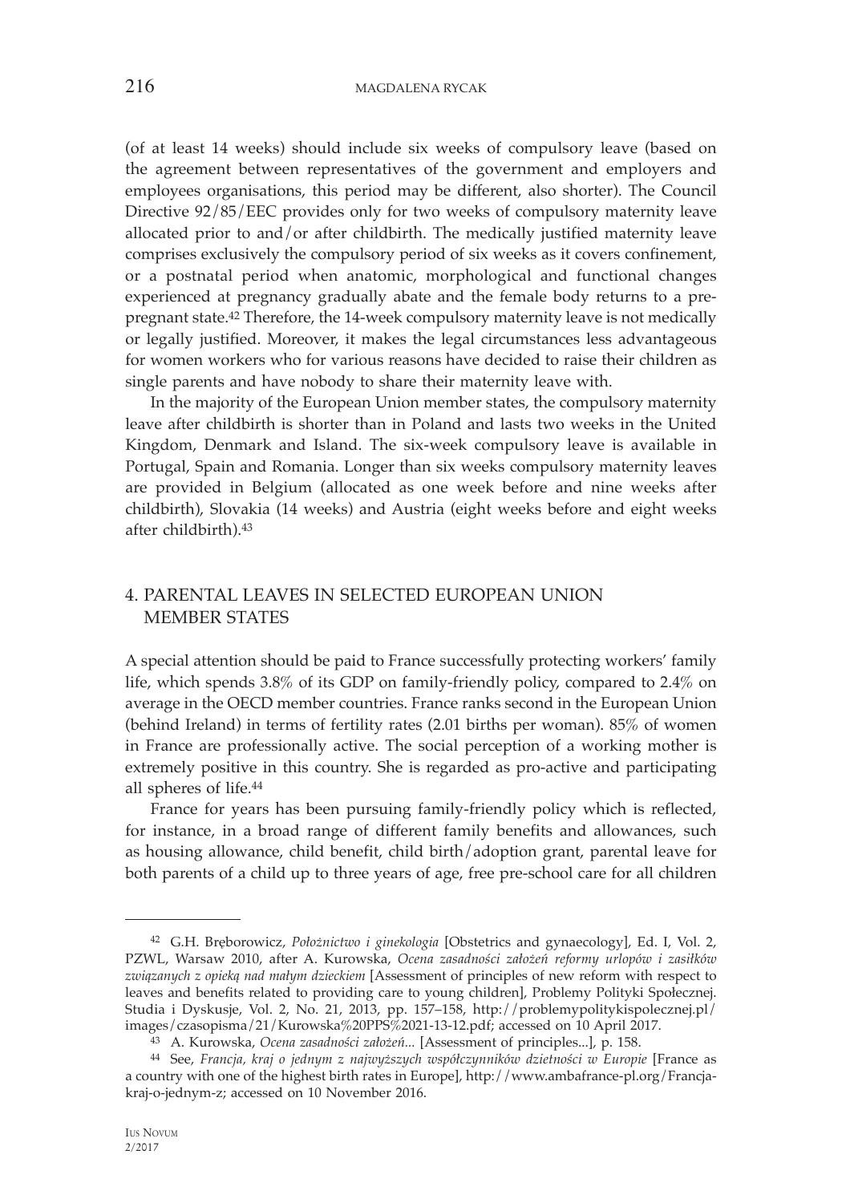(of at least 14 weeks) should include six weeks of compulsory leave (based on the agreement between representatives of the government and employers and employees organisations, this period may be different, also shorter). The Council Directive 92/85/EEC provides only for two weeks of compulsory maternity leave allocated prior to and/or after childbirth. The medically justified maternity leave comprises exclusively the compulsory period of six weeks as it covers confinement, or a postnatal period when anatomic, morphological and functional changes experienced at pregnancy gradually abate and the female body returns to a pre-pregnant state.[42] Therefore, the 14-week compulsory maternity leave is not medically or legally justified. Moreover, it makes the legal circumstances less advantageous for women workers who for various reasons have decided to raise their children as single parents and have nobody to share their maternity leave with.

In the majority of the European Union member states, the compulsory maternity leave after childbirth is shorter than in Poland and lasts two weeks in the United Kingdom, Denmark and Island. The six-week compulsory leave is available in Portugal, Spain and Romania. Longer than six weeks compulsory maternity leaves are provided in Belgium (allocated as one week before and nine weeks after childbirth), Slovakia (14 weeks) and Austria (eight weeks before and eight weeks after childbirth).[43]

## 4. PARENTAL LEAVES IN SELECTED EUROPEAN UNION MEMBER STATES

A special attention should be paid to France successfully protecting workers' family life, which spends 3.8% of its GDP on family-friendly policy, compared to 2.4% on average in the OECD member countries. France ranks second in the European Union (behind Ireland) in terms of fertility rates (2.01 births per woman). 85% of women in France are professionally active. The social perception of a working mother is extremely positive in this country. She is regarded as pro-active and participating all spheres of life.[44]

France for years has been pursuing family-friendly policy which is reflected, for instance, in a broad range of different family benefits and allowances, such as housing allowance, child benefit, child birth/adoption grant, parental leave for both parents of a child up to three years of age, free pre-school care for all children

---

[42] G.H. Bręborowicz, *Położnictwo i ginekologia* [Obstetrics and gynaecology], Ed. I, Vol. 2, PZWL, Warsaw 2010, after A. Kurowska, *Ocena zasadności założeń reformy urlopów i zasiłków związanych z opieką nad małym dzieckiem* [Assessment of principles of new reform with respect to leaves and benefits related to providing care to young children], Problemy Polityki Społecznej. Studia i Dyskusje, Vol. 2, No. 21, 2013, pp. 157–158, http://problemypolitykispolecznej.pl/images/czasopisma/21/Kurowska%20PPS%2021-13-12.pdf; accessed on 10 April 2017.

[43] A. Kurowska, *Ocena zasadności założeń...* [Assessment of principles...], p. 158.

[44] See, *Francja, kraj o jednym z najwyższych współczynników dzietności w Europie* [France as a country with one of the highest birth rates in Europe], http://www.ambafrance-pl.org/Francja-kraj-o-jednym-z; accessed on 10 November 2016.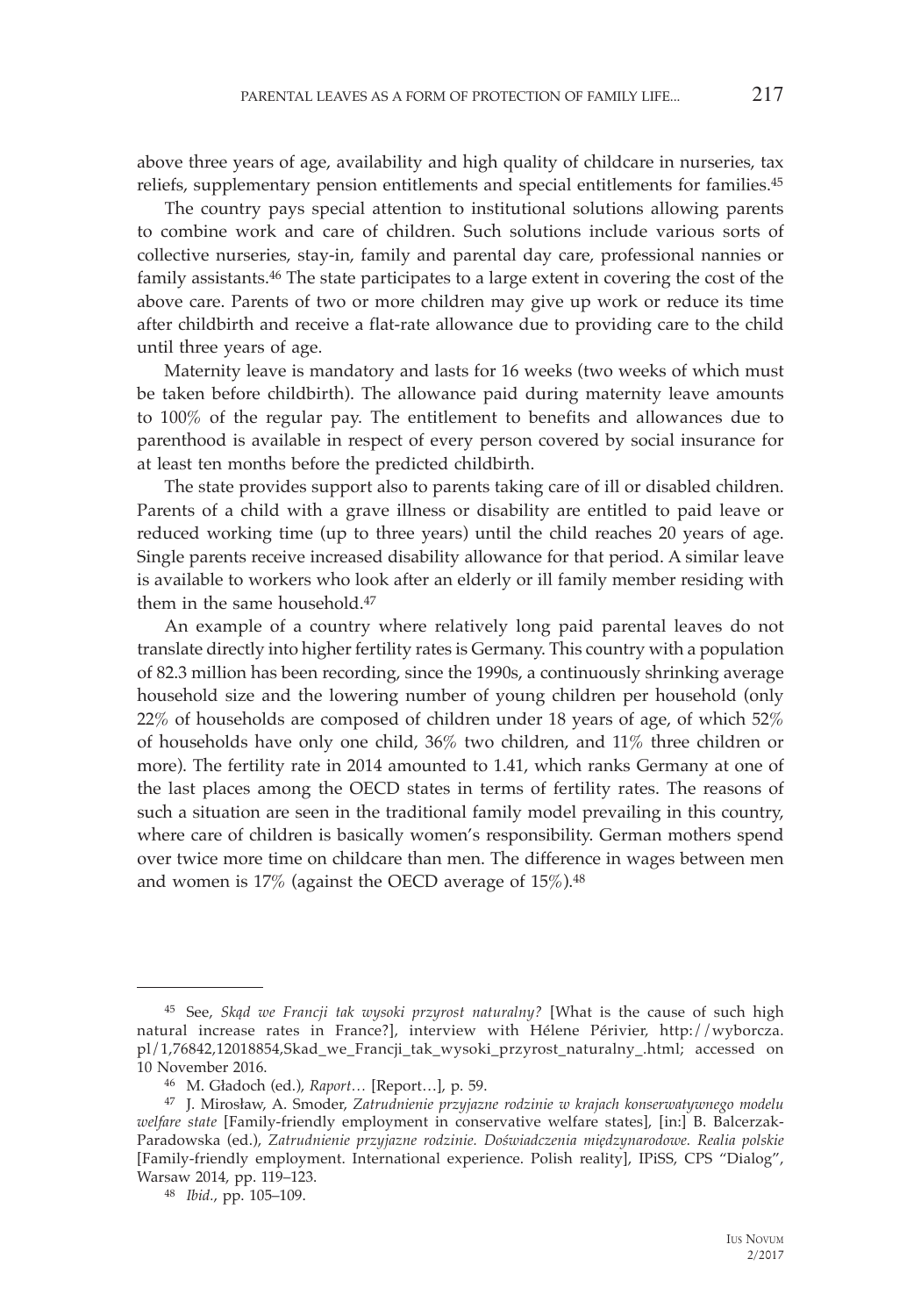above three years of age, availability and high quality of childcare in nurseries, tax reliefs, supplementary pension entitlements and special entitlements for families.[45]

The country pays special attention to institutional solutions allowing parents to combine work and care of children. Such solutions include various sorts of collective nurseries, stay-in, family and parental day care, professional nannies or family assistants.[46] The state participates to a large extent in covering the cost of the above care. Parents of two or more children may give up work or reduce its time after childbirth and receive a flat-rate allowance due to providing care to the child until three years of age.

Maternity leave is mandatory and lasts for 16 weeks (two weeks of which must be taken before childbirth). The allowance paid during maternity leave amounts to 100% of the regular pay. The entitlement to benefits and allowances due to parenthood is available in respect of every person covered by social insurance for at least ten months before the predicted childbirth.

The state provides support also to parents taking care of ill or disabled children. Parents of a child with a grave illness or disability are entitled to paid leave or reduced working time (up to three years) until the child reaches 20 years of age. Single parents receive increased disability allowance for that period. A similar leave is available to workers who look after an elderly or ill family member residing with them in the same household.[47]

An example of a country where relatively long paid parental leaves do not translate directly into higher fertility rates is Germany. This country with a population of 82.3 million has been recording, since the 1990s, a continuously shrinking average household size and the lowering number of young children per household (only 22% of households are composed of children under 18 years of age, of which 52% of households have only one child, 36% two children, and 11% three children or more). The fertility rate in 2014 amounted to 1.41, which ranks Germany at one of the last places among the OECD states in terms of fertility rates. The reasons of such a situation are seen in the traditional family model prevailing in this country, where care of children is basically women's responsibility. German mothers spend over twice more time on childcare than men. The difference in wages between men and women is 17% (against the OECD average of 15%).[48]

---

[45] See, *Skąd we Francji tak wysoki przyrost naturalny?* [What is the cause of such high natural increase rates in France?], interview with Hélene Périvier, http://wyborcza.pl/1,76842,12018854,Skad_we_Francji_tak_wysoki_przyrost_naturalny_.html; accessed on 10 November 2016.

[46] M. Gładoch (ed.), *Raport…* [Report…], p. 59.

[47] J. Mirosław, A. Smoder, *Zatrudnienie przyjazne rodzinie w krajach konserwatywnego modelu welfare state* [Family-friendly employment in conservative welfare states], [in:] B. Balcerzak-Paradowska (ed.), *Zatrudnienie przyjazne rodzinie. Doświadczenia międzynarodowe. Realia polskie* [Family-friendly employment. International experience. Polish reality], IPiSS, CPS "Dialog", Warsaw 2014, pp. 119–123.

[48] *Ibid.*, pp. 105–109.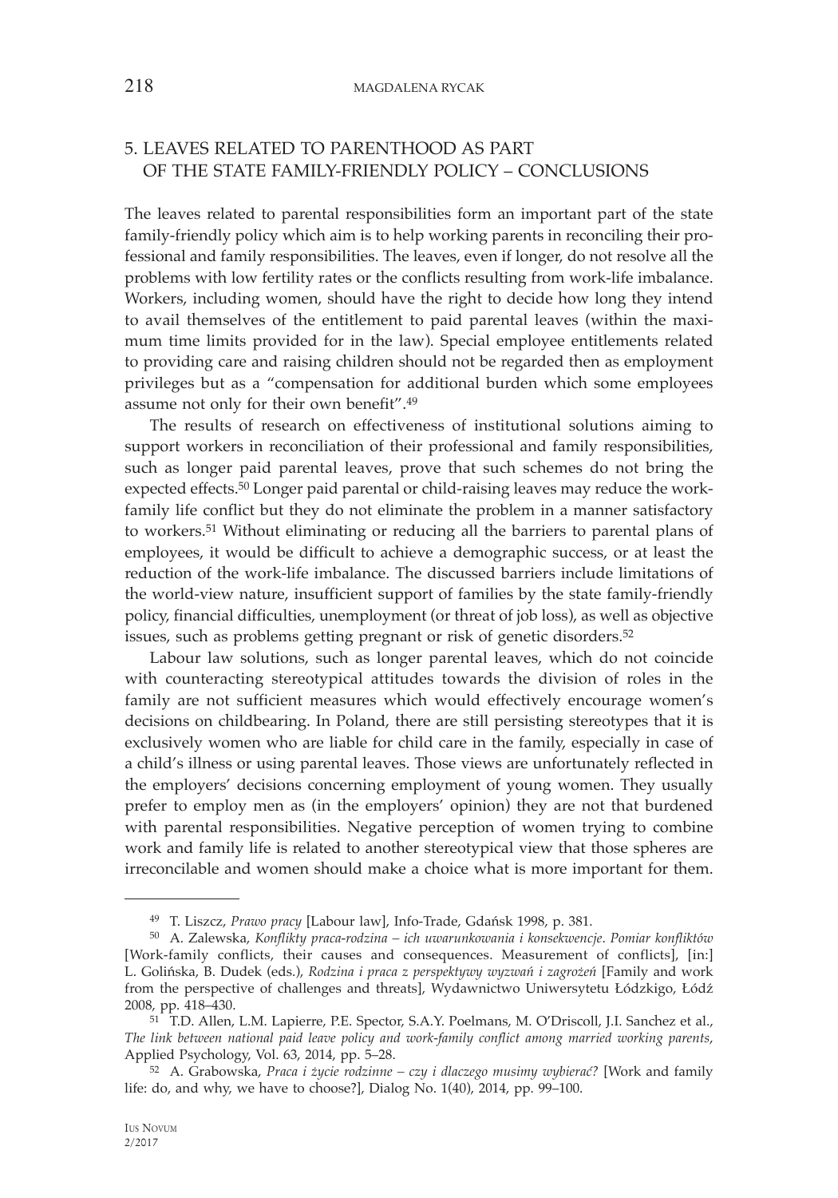## 5. LEAVES RELATED TO PARENTHOOD AS PART OF THE STATE FAMILY-FRIENDLY POLICY – CONCLUSIONS

The leaves related to parental responsibilities form an important part of the state family-friendly policy which aim is to help working parents in reconciling their professional and family responsibilities. The leaves, even if longer, do not resolve all the problems with low fertility rates or the conflicts resulting from work-life imbalance. Workers, including women, should have the right to decide how long they intend to avail themselves of the entitlement to paid parental leaves (within the maximum time limits provided for in the law). Special employee entitlements related to providing care and raising children should not be regarded then as employment privileges but as a "compensation for additional burden which some employees assume not only for their own benefit".[49]

The results of research on effectiveness of institutional solutions aiming to support workers in reconciliation of their professional and family responsibilities, such as longer paid parental leaves, prove that such schemes do not bring the expected effects.[50] Longer paid parental or child-raising leaves may reduce the work-family life conflict but they do not eliminate the problem in a manner satisfactory to workers.[51] Without eliminating or reducing all the barriers to parental plans of employees, it would be difficult to achieve a demographic success, or at least the reduction of the work-life imbalance. The discussed barriers include limitations of the world-view nature, insufficient support of families by the state family-friendly policy, financial difficulties, unemployment (or threat of job loss), as well as objective issues, such as problems getting pregnant or risk of genetic disorders.[52]

Labour law solutions, such as longer parental leaves, which do not coincide with counteracting stereotypical attitudes towards the division of roles in the family are not sufficient measures which would effectively encourage women's decisions on childbearing. In Poland, there are still persisting stereotypes that it is exclusively women who are liable for child care in the family, especially in case of a child's illness or using parental leaves. Those views are unfortunately reflected in the employers' decisions concerning employment of young women. They usually prefer to employ men as (in the employers' opinion) they are not that burdened with parental responsibilities. Negative perception of women trying to combine work and family life is related to another stereotypical view that those spheres are irreconcilable and women should make a choice what is more important for them.

---

[49] T. Liszcz, *Prawo pracy* [Labour law], Info-Trade, Gdańsk 1998, p. 381.

[50] A. Zalewska, *Konflikty praca-rodzina – ich uwarunkowania i konsekwencje. Pomiar konfliktów* [Work-family conflicts, their causes and consequences. Measurement of conflicts], [in:] L. Golińska, B. Dudek (eds.), *Rodzina i praca z perspektywy wyzwań i zagrożeń* [Family and work from the perspective of challenges and threats], Wydawnictwo Uniwersytetu Łódzkigo, Łódź 2008, pp. 418–430.

[51] T.D. Allen, L.M. Lapierre, P.E. Spector, S.A.Y. Poelmans, M. O'Driscoll, J.I. Sanchez et al., *The link between national paid leave policy and work-family conflict among married working parents*, Applied Psychology, Vol. 63, 2014, pp. 5–28.

[52] A. Grabowska, *Praca i życie rodzinne – czy i dlaczego musimy wybierać?* [Work and family life: do, and why, we have to choose?], Dialog No. 1(40), 2014, pp. 99–100.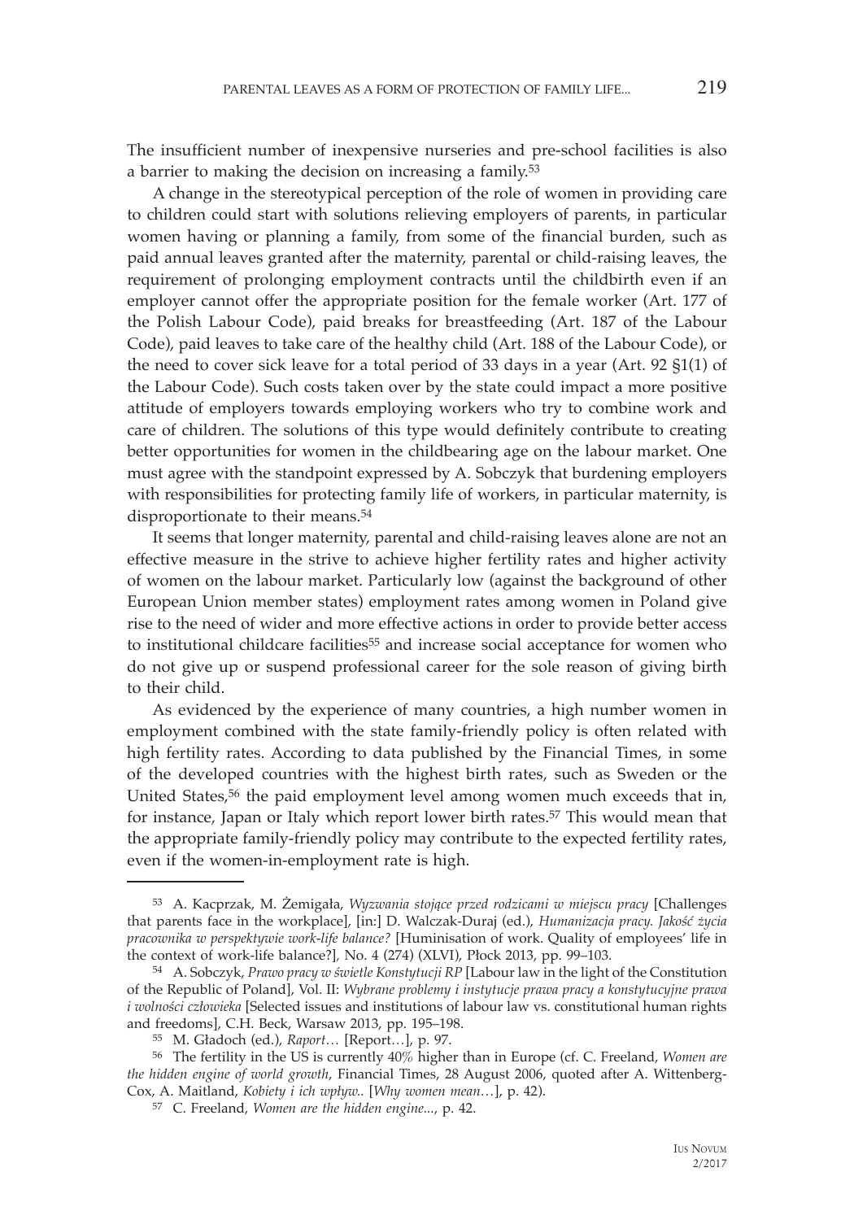The insufficient number of inexpensive nurseries and pre-school facilities is also a barrier to making the decision on increasing a family.[53]

A change in the stereotypical perception of the role of women in providing care to children could start with solutions relieving employers of parents, in particular women having or planning a family, from some of the financial burden, such as paid annual leaves granted after the maternity, parental or child-raising leaves, the requirement of prolonging employment contracts until the childbirth even if an employer cannot offer the appropriate position for the female worker (Art. 177 of the Polish Labour Code), paid breaks for breastfeeding (Art. 187 of the Labour Code), paid leaves to take care of the healthy child (Art. 188 of the Labour Code), or the need to cover sick leave for a total period of 33 days in a year (Art. 92 §1(1) of the Labour Code). Such costs taken over by the state could impact a more positive attitude of employers towards employing workers who try to combine work and care of children. The solutions of this type would definitely contribute to creating better opportunities for women in the childbearing age on the labour market. One must agree with the standpoint expressed by A. Sobczyk that burdening employers with responsibilities for protecting family life of workers, in particular maternity, is disproportionate to their means.[54]

It seems that longer maternity, parental and child-raising leaves alone are not an effective measure in the strive to achieve higher fertility rates and higher activity of women on the labour market. Particularly low (against the background of other European Union member states) employment rates among women in Poland give rise to the need of wider and more effective actions in order to provide better access to institutional childcare facilities[55] and increase social acceptance for women who do not give up or suspend professional career for the sole reason of giving birth to their child.

As evidenced by the experience of many countries, a high number women in employment combined with the state family-friendly policy is often related with high fertility rates. According to data published by the Financial Times, in some of the developed countries with the highest birth rates, such as Sweden or the United States,[56] the paid employment level among women much exceeds that in, for instance, Japan or Italy which report lower birth rates.[57] This would mean that the appropriate family-friendly policy may contribute to the expected fertility rates, even if the women-in-employment rate is high.

---

[53] A. Kacprzak, M. Żemigała, *Wyzwania stojące przed rodzicami w miejscu pracy* [Challenges that parents face in the workplace], [in:] D. Walczak-Duraj (ed.), *Humanizacja pracy. Jakość życia pracownika w perspektywie work-life balance?* [Huminisation of work. Quality of employees' life in the context of work-life balance?], No. 4 (274) (XLVI), Płock 2013, pp. 99–103.

[54] A. Sobczyk, *Prawo pracy w świetle Konstytucji RP* [Labour law in the light of the Constitution of the Republic of Poland], Vol. II: *Wybrane problemy i instytucje prawa pracy a konstytucyjne prawa i wolności człowieka* [Selected issues and institutions of labour law vs. constitutional human rights and freedoms], C.H. Beck, Warsaw 2013, pp. 195–198.

[55] M. Gładoch (ed.), *Raport…* [Report…], p. 97.

[56] The fertility in the US is currently 40% higher than in Europe (cf. C. Freeland, *Women are the hidden engine of world growth*, Financial Times, 28 August 2006, quoted after A. Wittenberg-Cox, A. Maitland, *Kobiety i ich wpływ..* [*Why women mean…*], p. 42).

[57] C. Freeland, *Women are the hidden engine...*, p. 42.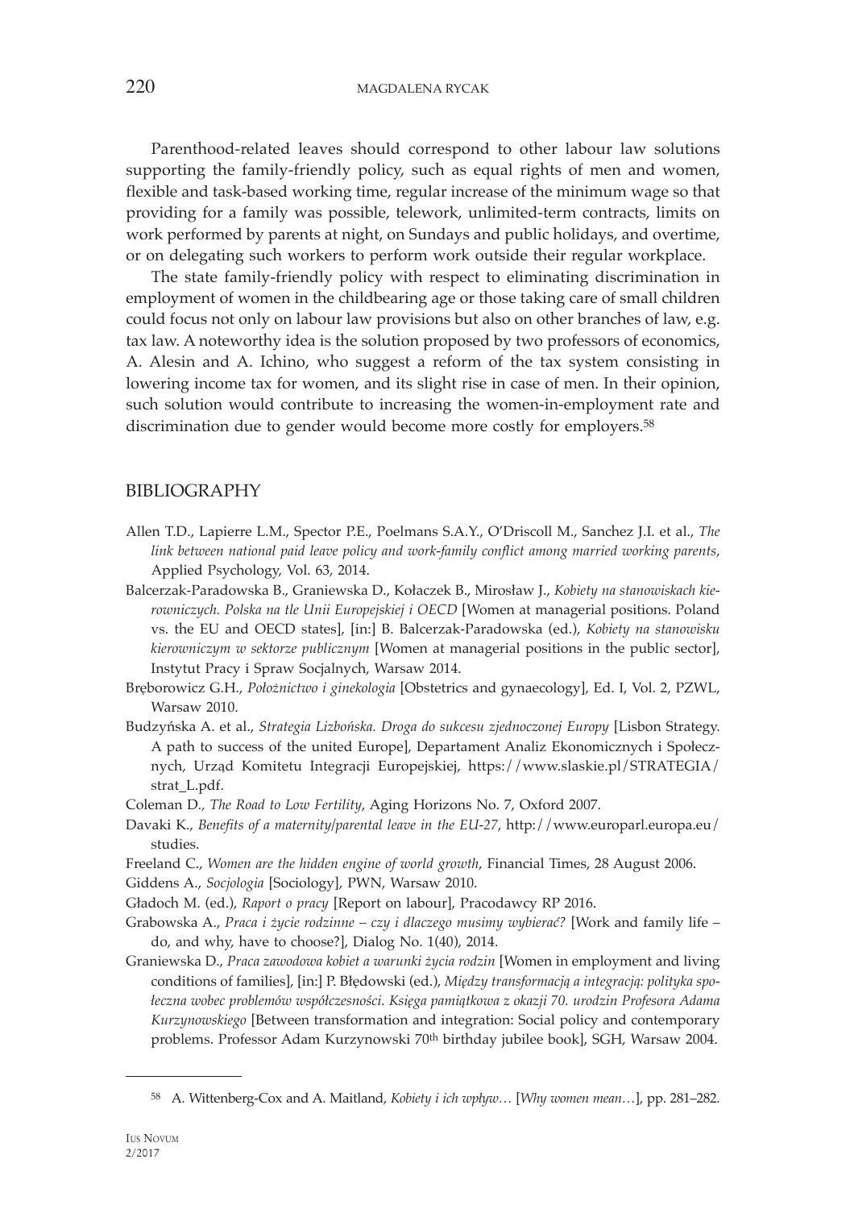Parenthood-related leaves should correspond to other labour law solutions supporting the family-friendly policy, such as equal rights of men and women, flexible and task-based working time, regular increase of the minimum wage so that providing for a family was possible, telework, unlimited-term contracts, limits on work performed by parents at night, on Sundays and public holidays, and overtime, or on delegating such workers to perform work outside their regular workplace.

The state family-friendly policy with respect to eliminating discrimination in employment of women in the childbearing age or those taking care of small children could focus not only on labour law provisions but also on other branches of law, e.g. tax law. A noteworthy idea is the solution proposed by two professors of economics, A. Alesin and A. Ichino, who suggest a reform of the tax system consisting in lowering income tax for women, and its slight rise in case of men. In their opinion, such solution would contribute to increasing the women-in-employment rate and discrimination due to gender would become more costly for employers.[58]

## BIBLIOGRAPHY

Allen T.D., Lapierre L.M., Spector P.E., Poelmans S.A.Y., O'Driscoll M., Sanchez J.I. et al., *The link between national paid leave policy and work-family conflict among married working parents*, Applied Psychology, Vol. 63, 2014.

Balcerzak-Paradowska B., Graniewska D., Kołaczek B., Mirosław J., *Kobiety na stanowiskach kierowniczych. Polska na tle Unii Europejskiej i OECD* [Women at managerial positions. Poland vs. the EU and OECD states], [in:] B. Balcerzak-Paradowska (ed.), *Kobiety na stanowisku kierowniczym w sektorze publicznym* [Women at managerial positions in the public sector], Instytut Pracy i Spraw Socjalnych, Warsaw 2014.

Bręborowicz G.H., *Położnictwo i ginekologia* [Obstetrics and gynaecology], Ed. I, Vol. 2, PZWL, Warsaw 2010.

Budzyńska A. et al., *Strategia Lizbońska. Droga do sukcesu zjednoczonej Europy* [Lisbon Strategy. A path to success of the united Europe], Departament Analiz Ekonomicznych i Społecznych, Urząd Komitetu Integracji Europejskiej, https://www.slaskie.pl/STRATEGIA/strat_L.pdf.

Coleman D., *The Road to Low Fertility*, Aging Horizons No. 7, Oxford 2007.

Davaki K., *Benefits of a maternity/parental leave in the EU-27*, http://www.europarl.europa.eu/studies.

Freeland C., *Women are the hidden engine of world growth*, Financial Times, 28 August 2006.

Giddens A., *Socjologia* [Sociology], PWN, Warsaw 2010.

Gładoch M. (ed.), *Raport o pracy* [Report on labour], Pracodawcy RP 2016.

Grabowska A., *Praca i życie rodzinne – czy i dlaczego musimy wybierać?* [Work and family life – do, and why, have to choose?], Dialog No. 1(40), 2014.

Graniewska D., *Praca zawodowa kobiet a warunki życia rodzin* [Women in employment and living conditions of families], [in:] P. Błędowski (ed.), *Między transformacją a integracją: polityka społeczna wobec problemów współczesności. Księga pamiątkowa z okazji 70. urodzin Profesora Adama Kurzynowskiego* [Between transformation and integration: Social policy and contemporary problems. Professor Adam Kurzynowski 70th birthday jubilee book], SGH, Warsaw 2004.

---

[58] A. Wittenberg-Cox and A. Maitland, *Kobiety i ich wpływ…* [*Why women mean…*], pp. 281–282.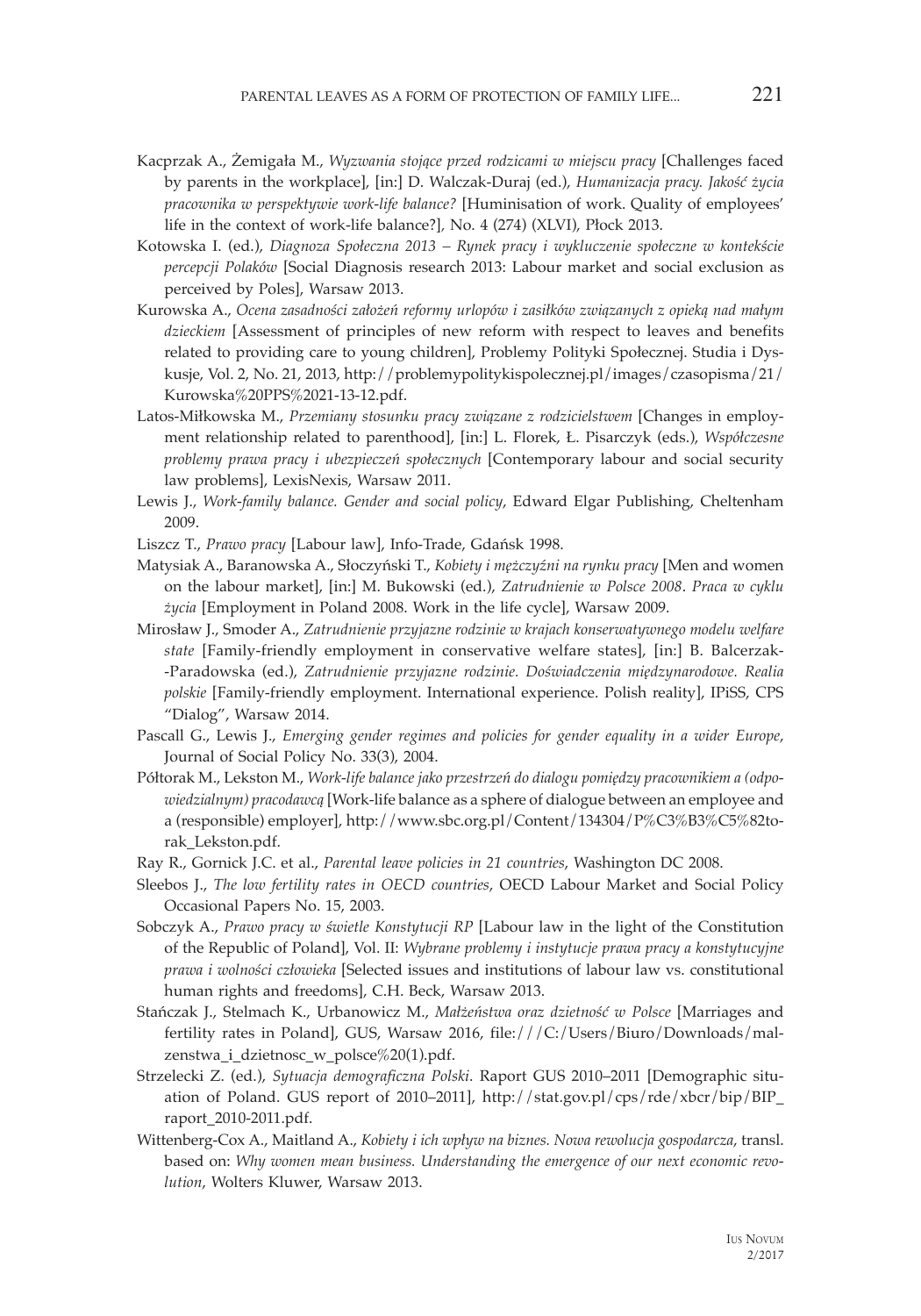Kacprzak A., Żemigała M., *Wyzwania stojące przed rodzicami w miejscu pracy* [Challenges faced by parents in the workplace], [in:] D. Walczak-Duraj (ed.), *Humanizacja pracy. Jakość życia pracownika w perspektywie work-life balance?* [Huminisation of work. Quality of employees' life in the context of work-life balance?], No. 4 (274) (XLVI), Płock 2013.

Kotowska I. (ed.), *Diagnoza Społeczna 2013 – Rynek pracy i wykluczenie społeczne w kontekście percepcji Polaków* [Social Diagnosis research 2013: Labour market and social exclusion as perceived by Poles], Warsaw 2013.

Kurowska A., *Ocena zasadności założeń reformy urlopów i zasiłków związanych z opieką nad małym dzieckiem* [Assessment of principles of new reform with respect to leaves and benefits related to providing care to young children], Problemy Polityki Społecznej. Studia i Dyskusje, Vol. 2, No. 21, 2013, http://problemypolitykispolecznej.pl/images/czasopisma/21/Kurowska%20PPS%2021-13-12.pdf.

Latos-Miłkowska M., *Przemiany stosunku pracy związane z rodzicielstwem* [Changes in employment relationship related to parenthood], [in:] L. Florek, Ł. Pisarczyk (eds.), *Współczesne problemy prawa pracy i ubezpieczeń społecznych* [Contemporary labour and social security law problems], LexisNexis, Warsaw 2011.

Lewis J., *Work-family balance. Gender and social policy*, Edward Elgar Publishing, Cheltenham 2009.

Liszcz T., *Prawo pracy* [Labour law], Info-Trade, Gdańsk 1998.

Matysiak A., Baranowska A., Słoczyński T., *Kobiety i mężczyźni na rynku pracy* [Men and women on the labour market], [in:] M. Bukowski (ed.), *Zatrudnienie w Polsce 2008. Praca w cyklu życia* [Employment in Poland 2008. Work in the life cycle], Warsaw 2009.

Mirosław J., Smoder A., *Zatrudnienie przyjazne rodzinie w krajach konserwatywnego modelu welfare state* [Family-friendly employment in conservative welfare states], [in:] B. Balcerzak-Paradowska (ed.), *Zatrudnienie przyjazne rodzinie. Doświadczenia międzynarodowe. Realia polskie* [Family-friendly employment. International experience. Polish reality], IPiSS, CPS "Dialog", Warsaw 2014.

Pascall G., Lewis J., *Emerging gender regimes and policies for gender equality in a wider Europe*, Journal of Social Policy No. 33(3), 2004.

Półtorak M., Lekston M., *Work-life balance jako przestrzeń do dialogu pomiędzy pracownikiem a (odpowiedzialnym) pracodawcą* [Work-life balance as a sphere of dialogue between an employee and a (responsible) employer], http://www.sbc.org.pl/Content/134304/P%C3%B3%C5%82torak_Lekston.pdf.

Ray R., Gornick J.C. et al., *Parental leave policies in 21 countries*, Washington DC 2008.

Sleebos J., *The low fertility rates in OECD countries*, OECD Labour Market and Social Policy Occasional Papers No. 15, 2003.

Sobczyk A., *Prawo pracy w świetle Konstytucji RP* [Labour law in the light of the Constitution of the Republic of Poland], Vol. II: *Wybrane problemy i instytucje prawa pracy a konstytucyjne prawa i wolności człowieka* [Selected issues and institutions of labour law vs. constitutional human rights and freedoms], C.H. Beck, Warsaw 2013.

Stańczak J., Stelmach K., Urbanowicz M., *Małżeństwa oraz dzietność w Polsce* [Marriages and fertility rates in Poland], GUS, Warsaw 2016, file:///C:/Users/Biuro/Downloads/malzenstwa_i_dzietnosc_w_polsce%20(1).pdf.

Strzelecki Z. (ed.), *Sytuacja demograficzna Polski*. Raport GUS 2010–2011 [Demographic situation of Poland. GUS report of 2010–2011], http://stat.gov.pl/cps/rde/xbcr/bip/BIP_raport_2010-2011.pdf.

Wittenberg-Cox A., Maitland A., *Kobiety i ich wpływ na biznes. Nowa rewolucja gospodarcza*, transl. based on: *Why women mean business. Understanding the emergence of our next economic revolution*, Wolters Kluwer, Warsaw 2013.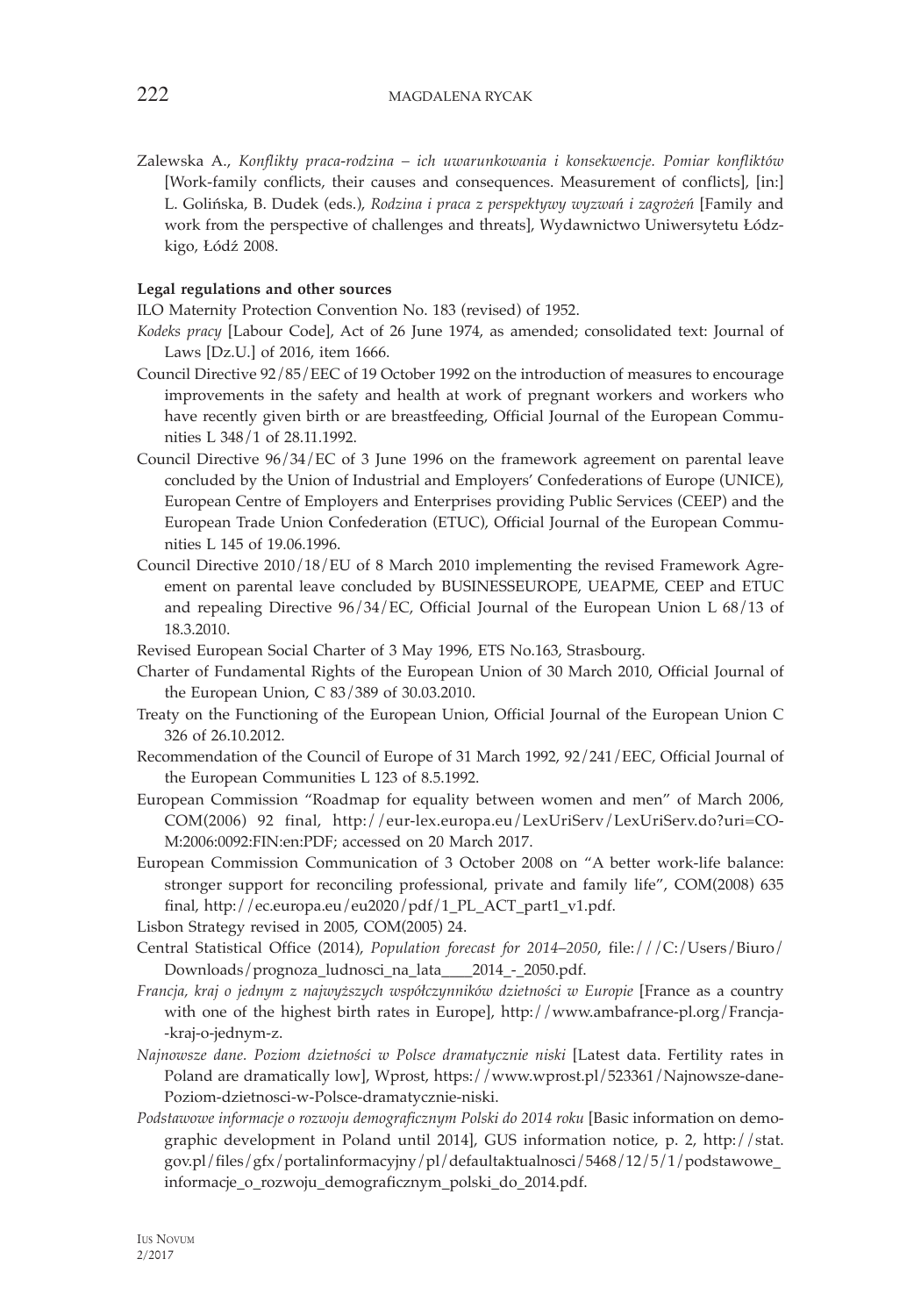Zalewska A., *Konflikty praca-rodzina – ich uwarunkowania i konsekwencje. Pomiar konfliktów* [Work-family conflicts, their causes and consequences. Measurement of conflicts], [in:] L. Golińska, B. Dudek (eds.), *Rodzina i praca z perspektywy wyzwań i zagrożeń* [Family and work from the perspective of challenges and threats], Wydawnictwo Uniwersytetu Łódzkigo, Łódź 2008.

**Legal regulations and other sources**

ILO Maternity Protection Convention No. 183 (revised) of 1952.

*Kodeks pracy* [Labour Code], Act of 26 June 1974, as amended; consolidated text: Journal of Laws [Dz.U.] of 2016, item 1666.

Council Directive 92/85/EEC of 19 October 1992 on the introduction of measures to encourage improvements in the safety and health at work of pregnant workers and workers who have recently given birth or are breastfeeding, Official Journal of the European Communities L 348/1 of 28.11.1992.

Council Directive 96/34/EC of 3 June 1996 on the framework agreement on parental leave concluded by the Union of Industrial and Employers' Confederations of Europe (UNICE), European Centre of Employers and Enterprises providing Public Services (CEEP) and the European Trade Union Confederation (ETUC), Official Journal of the European Communities L 145 of 19.06.1996.

Council Directive 2010/18/EU of 8 March 2010 implementing the revised Framework Agreement on parental leave concluded by BUSINESSEUROPE, UEAPME, CEEP and ETUC and repealing Directive 96/34/EC, Official Journal of the European Union L 68/13 of 18.3.2010.

Revised European Social Charter of 3 May 1996, ETS No.163, Strasbourg.

Charter of Fundamental Rights of the European Union of 30 March 2010, Official Journal of the European Union, C 83/389 of 30.03.2010.

Treaty on the Functioning of the European Union, Official Journal of the European Union C 326 of 26.10.2012.

Recommendation of the Council of Europe of 31 March 1992, 92/241/EEC, Official Journal of the European Communities L 123 of 8.5.1992.

European Commission "Roadmap for equality between women and men" of March 2006, COM(2006) 92 final, http://eur-lex.europa.eu/LexUriServ/LexUriServ.do?uri=COM:2006:0092:FIN:en:PDF; accessed on 20 March 2017.

European Commission Communication of 3 October 2008 on "A better work-life balance: stronger support for reconciling professional, private and family life", COM(2008) 635 final, http://ec.europa.eu/eu2020/pdf/1_PL_ACT_part1_v1.pdf.

Lisbon Strategy revised in 2005, COM(2005) 24.

Central Statistical Office (2014), *Population forecast for 2014–2050*, file:///C:/Users/Biuro/Downloads/prognoza_ludnosci_na_lata____2014_-_2050.pdf.

*Francja, kraj o jednym z najwyższych współczynników dzietności w Europie* [France as a country with one of the highest birth rates in Europe], http://www.ambafrance-pl.org/Francja-kraj-o-jednym-z.

*Najnowsze dane. Poziom dzietności w Polsce dramatycznie niski* [Latest data. Fertility rates in Poland are dramatically low], Wprost, https://www.wprost.pl/523361/Najnowsze-dane-Poziom-dzietnosci-w-Polsce-dramatycznie-niski.

*Podstawowe informacje o rozwoju demograficznym Polski do 2014 roku* [Basic information on demographic development in Poland until 2014], GUS information notice, p. 2, http://stat.gov.pl/files/gfx/portalinformacyjny/pl/defaultaktualnosci/5468/12/5/1/podstawowe_informacje_o_rozwoju_demograficznym_polski_do_2014.pdf.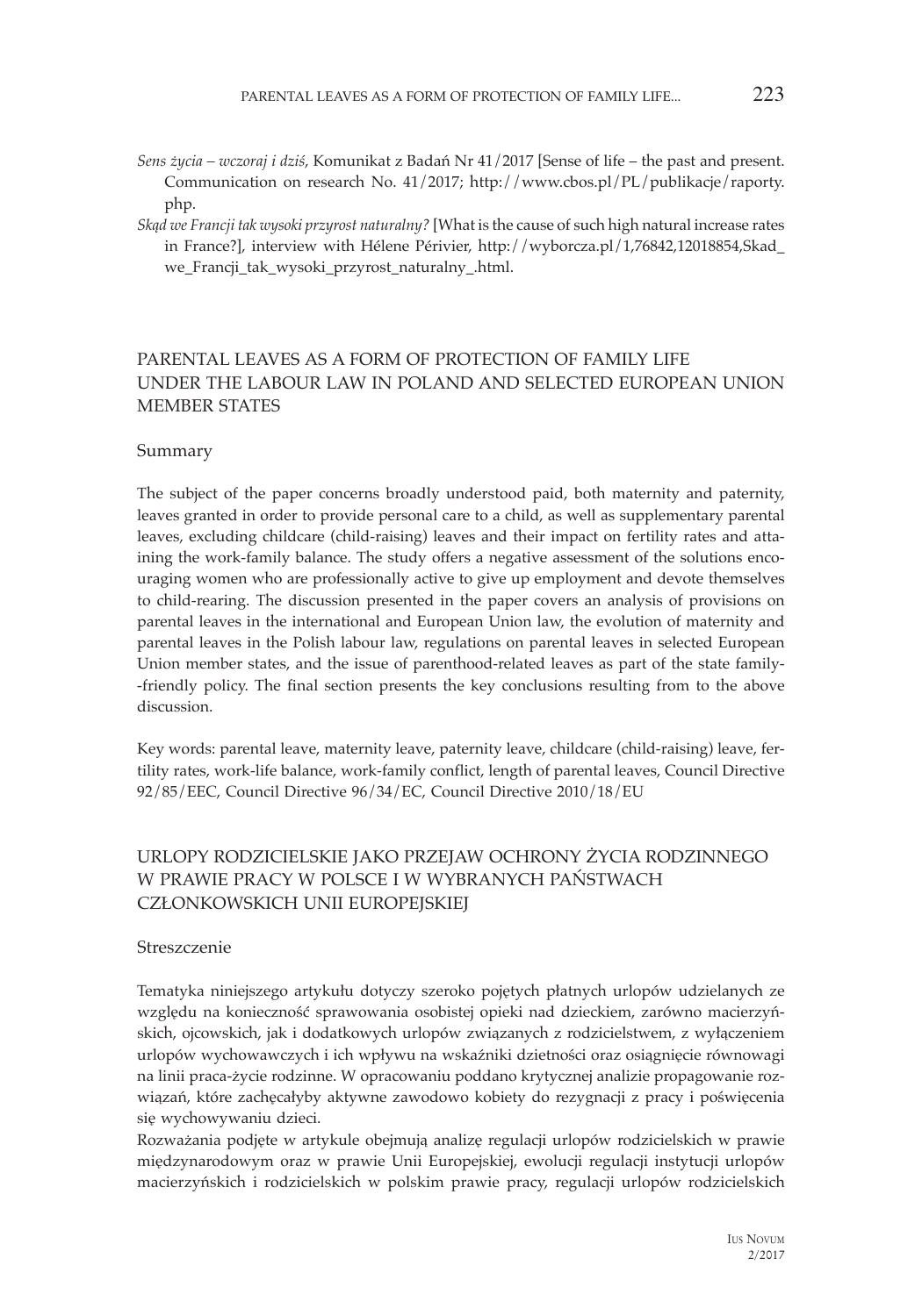*Sens życia – wczoraj i dziś*, Komunikat z Badań Nr 41/2017 [Sense of life – the past and present. Communication on research No. 41/2017; http://www.cbos.pl/PL/publikacje/raporty.php.

*Skąd we Francji tak wysoki przyrost naturalny?* [What is the cause of such high natural increase rates in France?], interview with Hélene Périvier, http://wyborcza.pl/1,76842,12018854,Skad_we_Francji_tak_wysoki_przyrost_naturalny_.html.

## PARENTAL LEAVES AS A FORM OF PROTECTION OF FAMILY LIFE UNDER THE LABOUR LAW IN POLAND AND SELECTED EUROPEAN UNION MEMBER STATES

### Summary

The subject of the paper concerns broadly understood paid, both maternity and paternity, leaves granted in order to provide personal care to a child, as well as supplementary parental leaves, excluding childcare (child-raising) leaves and their impact on fertility rates and attaining the work-family balance. The study offers a negative assessment of the solutions encouraging women who are professionally active to give up employment and devote themselves to child-rearing. The discussion presented in the paper covers an analysis of provisions on parental leaves in the international and European Union law, the evolution of maternity and parental leaves in the Polish labour law, regulations on parental leaves in selected European Union member states, and the issue of parenthood-related leaves as part of the state family-friendly policy. The final section presents the key conclusions resulting from to the above discussion.

Key words: parental leave, maternity leave, paternity leave, childcare (child-raising) leave, fertility rates, work-life balance, work-family conflict, length of parental leaves, Council Directive 92/85/EEC, Council Directive 96/34/EC, Council Directive 2010/18/EU

## URLOPY RODZICIELSKIE JAKO PRZEJAW OCHRONY ŻYCIA RODZINNEGO W PRAWIE PRACY W POLSCE I W WYBRANYCH PAŃSTWACH CZŁONKOWSKICH UNII EUROPEJSKIEJ

### Streszczenie

Tematyka niniejszego artykułu dotyczy szeroko pojętych płatnych urlopów udzielanych ze względu na konieczność sprawowania osobistej opieki nad dzieckiem, zarówno macierzyńskich, ojcowskich, jak i dodatkowych urlopów związanych z rodzicielstwem, z wyłączeniem urlopów wychowawczych i ich wpływu na wskaźniki dzietności oraz osiągnięcie równowagi na linii praca-życie rodzinne. W opracowaniu poddano krytycznej analizie propagowanie rozwiązań, które zachęcałyby aktywne zawodowo kobiety do rezygnacji z pracy i poświęcenia się wychowywaniu dzieci.

Rozważania podjęte w artykule obejmują analizę regulacji urlopów rodzicielskich w prawie międzynarodowym oraz w prawie Unii Europejskiej, ewolucji regulacji instytucji urlopów macierzyńskich i rodzicielskich w polskim prawie pracy, regulacji urlopów rodzicielskich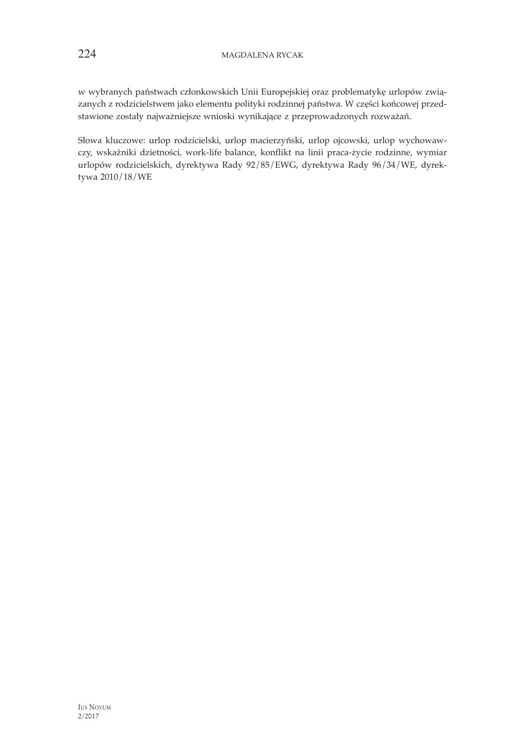w wybranych państwach członkowskich Unii Europejskiej oraz problematykę urlopów związanych z rodzicielstwem jako elementu polityki rodzinnej państwa. W części końcowej przedstawione zostały najważniejsze wnioski wynikające z przeprowadzonych rozważań.

Słowa kluczowe: urlop rodzicielski, urlop macierzyński, urlop ojcowski, urlop wychowawczy, wskaźniki dzietności, work-life balance, konflikt na linii praca-życie rodzinne, wymiar urlopów rodzicielskich, dyrektywa Rady 92/85/EWG, dyrektywa Rady 96/34/WE, dyrektywa 2010/18/WE